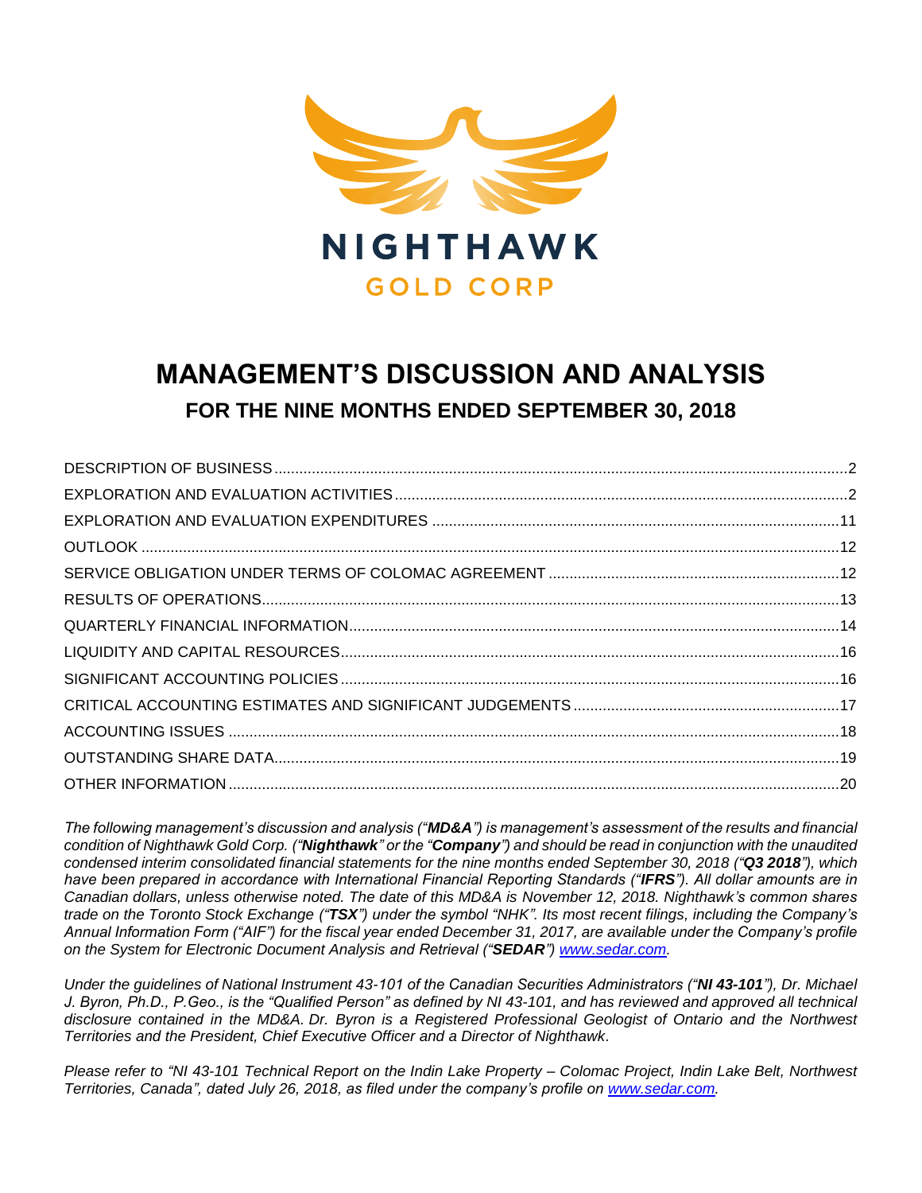NIGHTHAWK

GOLD CORP

# MANAGEMENT'S DISCUSSION AND ANALYSIS

## FOR THE NINE MONTHS ENDED SEPTEMBER 30, 2018

| | |
|---|---|
| DESCRIPTION OF BUSINESS | 2 |
| EXPLORATION AND EVALUATION ACTIVITIES | 2 |
| EXPLORATION AND EVALUATION EXPENDITURES | 11 |
| OUTLOOK | 12 |
| SERVICE OBLIGATION UNDER TERMS OF COLOMAC AGREEMENT | 12 |
| RESULTS OF OPERATIONS | 13 |
| QUARTERLY FINANCIAL INFORMATION | 14 |
| LIQUIDITY AND CAPITAL RESOURCES | 16 |
| SIGNIFICANT ACCOUNTING POLICIES | 16 |
| CRITICAL ACCOUNTING ESTIMATES AND SIGNIFICANT JUDGEMENTS | 17 |
| ACCOUNTING ISSUES | 18 |
| OUTSTANDING SHARE DATA | 19 |
| OTHER INFORMATION | 20 |

*The following management's discussion and analysis ("**MD&A**") is management's assessment of the results and financial condition of Nighthawk Gold Corp. ("**Nighthawk**" or the "**Company**") and should be read in conjunction with the unaudited condensed interim consolidated financial statements for the nine months ended September 30, 2018 ("**Q3 2018**"), which have been prepared in accordance with International Financial Reporting Standards ("**IFRS**"). All dollar amounts are in Canadian dollars, unless otherwise noted. The date of this MD&A is November 12, 2018. Nighthawk's common shares trade on the Toronto Stock Exchange ("**TSX**") under the symbol "NHK". Its most recent filings, including the Company's Annual Information Form ("AIF") for the fiscal year ended December 31, 2017, are available under the Company's profile on the System for Electronic Document Analysis and Retrieval ("**SEDAR**") www.sedar.com.*

*Under the guidelines of National Instrument 43-101 of the Canadian Securities Administrators ("**NI 43-101**"), Dr. Michael J. Byron, Ph.D., P.Geo., is the "Qualified Person" as defined by NI 43-101, and has reviewed and approved all technical disclosure contained in the MD&A. Dr. Byron is a Registered Professional Geologist of Ontario and the Northwest Territories and the President, Chief Executive Officer and a Director of Nighthawk.*

*Please refer to "NI 43-101 Technical Report on the Indin Lake Property – Colomac Project, Indin Lake Belt, Northwest Territories, Canada", dated July 26, 2018, as filed under the company's profile on www.sedar.com.*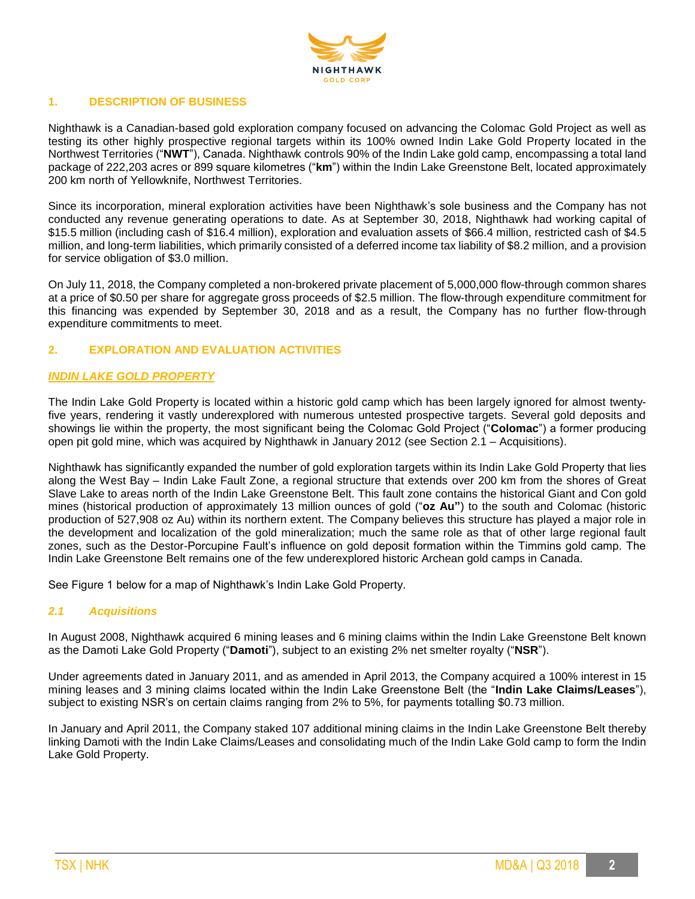## 1. DESCRIPTION OF BUSINESS

Nighthawk is a Canadian-based gold exploration company focused on advancing the Colomac Gold Project as well as testing its other highly prospective regional targets within its 100% owned Indin Lake Gold Property located in the Northwest Territories ("**NWT**"), Canada. Nighthawk controls 90% of the Indin Lake gold camp, encompassing a total land package of 222,203 acres or 899 square kilometres ("**km**") within the Indin Lake Greenstone Belt, located approximately 200 km north of Yellowknife, Northwest Territories.

Since its incorporation, mineral exploration activities have been Nighthawk's sole business and the Company has not conducted any revenue generating operations to date. As at September 30, 2018, Nighthawk had working capital of $15.5 million (including cash of $16.4 million), exploration and evaluation assets of $66.4 million, restricted cash of $4.5 million, and long-term liabilities, which primarily consisted of a deferred income tax liability of $8.2 million, and a provision for service obligation of $3.0 million.

On July 11, 2018, the Company completed a non-brokered private placement of 5,000,000 flow-through common shares at a price of $0.50 per share for aggregate gross proceeds of $2.5 million. The flow-through expenditure commitment for this financing was expended by September 30, 2018 and as a result, the Company has no further flow-through expenditure commitments to meet.

## 2. EXPLORATION AND EVALUATION ACTIVITIES

### *INDIN LAKE GOLD PROPERTY*

The Indin Lake Gold Property is located within a historic gold camp which has been largely ignored for almost twenty-five years, rendering it vastly underexplored with numerous untested prospective targets. Several gold deposits and showings lie within the property, the most significant being the Colomac Gold Project ("**Colomac**") a former producing open pit gold mine, which was acquired by Nighthawk in January 2012 (see Section 2.1 – Acquisitions).

Nighthawk has significantly expanded the number of gold exploration targets within its Indin Lake Gold Property that lies along the West Bay – Indin Lake Fault Zone, a regional structure that extends over 200 km from the shores of Great Slave Lake to areas north of the Indin Lake Greenstone Belt. This fault zone contains the historical Giant and Con gold mines (historical production of approximately 13 million ounces of gold ("**oz Au"**) to the south and Colomac (historic production of 527,908 oz Au) within its northern extent. The Company believes this structure has played a major role in the development and localization of the gold mineralization; much the same role as that of other large regional fault zones, such as the Destor-Porcupine Fault's influence on gold deposit formation within the Timmins gold camp. The Indin Lake Greenstone Belt remains one of the few underexplored historic Archean gold camps in Canada.

See Figure 1 below for a map of Nighthawk's Indin Lake Gold Property.

### *2.1 Acquisitions*

In August 2008, Nighthawk acquired 6 mining leases and 6 mining claims within the Indin Lake Greenstone Belt known as the Damoti Lake Gold Property ("**Damoti**"), subject to an existing 2% net smelter royalty ("**NSR**").

Under agreements dated in January 2011, and as amended in April 2013, the Company acquired a 100% interest in 15 mining leases and 3 mining claims located within the Indin Lake Greenstone Belt (the "**Indin Lake Claims/Leases**"), subject to existing NSR's on certain claims ranging from 2% to 5%, for payments totalling $0.73 million.

In January and April 2011, the Company staked 107 additional mining claims in the Indin Lake Greenstone Belt thereby linking Damoti with the Indin Lake Claims/Leases and consolidating much of the Indin Lake Gold camp to form the Indin Lake Gold Property.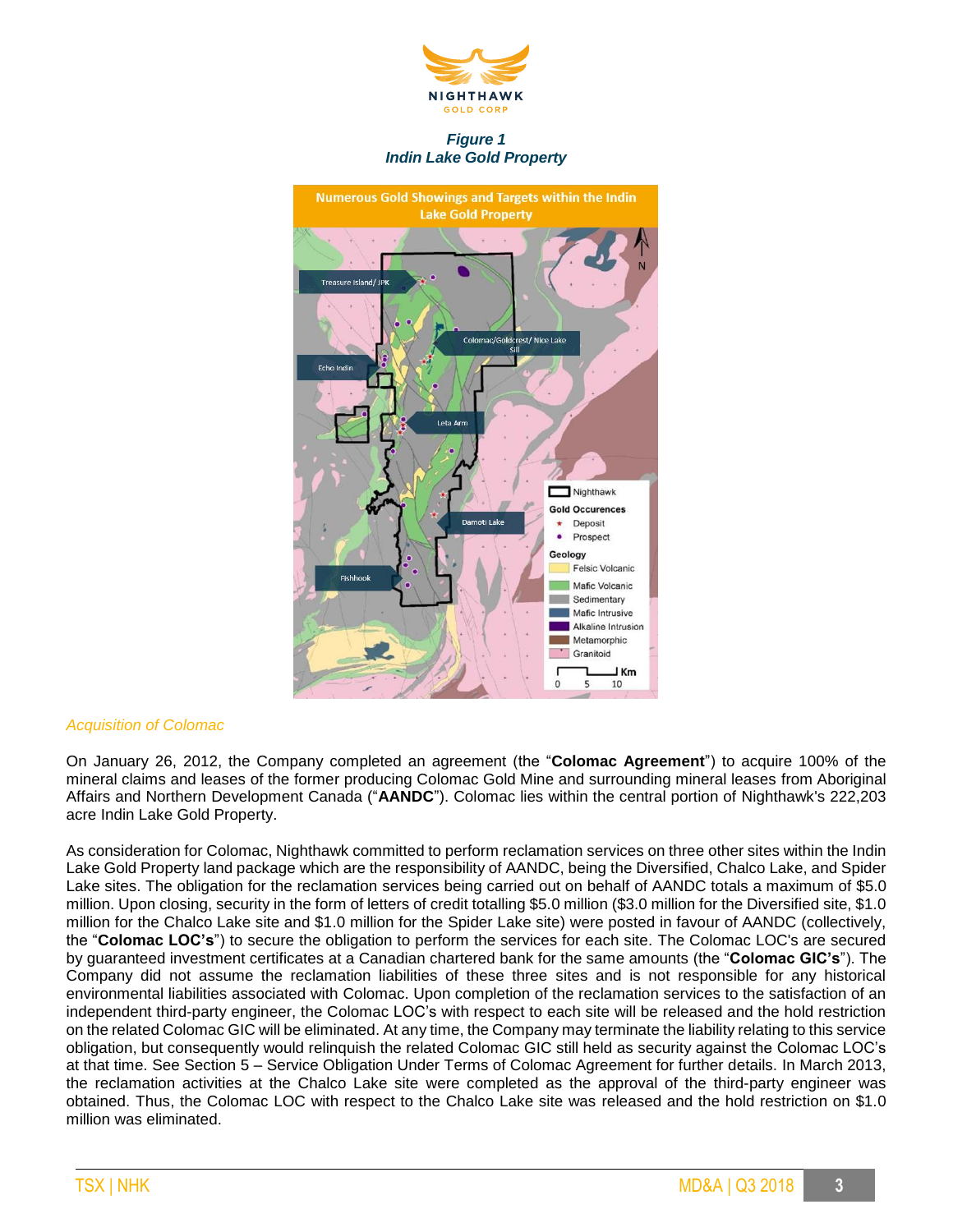*Figure 1*
*Indin Lake Gold Property*

*Acquisition of Colomac*

On January 26, 2012, the Company completed an agreement (the "**Colomac Agreement**") to acquire 100% of the mineral claims and leases of the former producing Colomac Gold Mine and surrounding mineral leases from Aboriginal Affairs and Northern Development Canada ("**AANDC**"). Colomac lies within the central portion of Nighthawk's 222,203 acre Indin Lake Gold Property.

As consideration for Colomac, Nighthawk committed to perform reclamation services on three other sites within the Indin Lake Gold Property land package which are the responsibility of AANDC, being the Diversified, Chalco Lake, and Spider Lake sites. The obligation for the reclamation services being carried out on behalf of AANDC totals a maximum of $5.0 million. Upon closing, security in the form of letters of credit totalling $5.0 million ($3.0 million for the Diversified site, $1.0 million for the Chalco Lake site and $1.0 million for the Spider Lake site) were posted in favour of AANDC (collectively, the "**Colomac LOC's**") to secure the obligation to perform the services for each site. The Colomac LOC's are secured by guaranteed investment certificates at a Canadian chartered bank for the same amounts (the "**Colomac GIC's**"). The Company did not assume the reclamation liabilities of these three sites and is not responsible for any historical environmental liabilities associated with Colomac. Upon completion of the reclamation services to the satisfaction of an independent third-party engineer, the Colomac LOC's with respect to each site will be released and the hold restriction on the related Colomac GIC will be eliminated. At any time, the Company may terminate the liability relating to this service obligation, but consequently would relinquish the related Colomac GIC still held as security against the Colomac LOC's at that time. See Section 5 – Service Obligation Under Terms of Colomac Agreement for further details. In March 2013, the reclamation activities at the Chalco Lake site were completed as the approval of the third-party engineer was obtained. Thus, the Colomac LOC with respect to the Chalco Lake site was released and the hold restriction on $1.0 million was eliminated.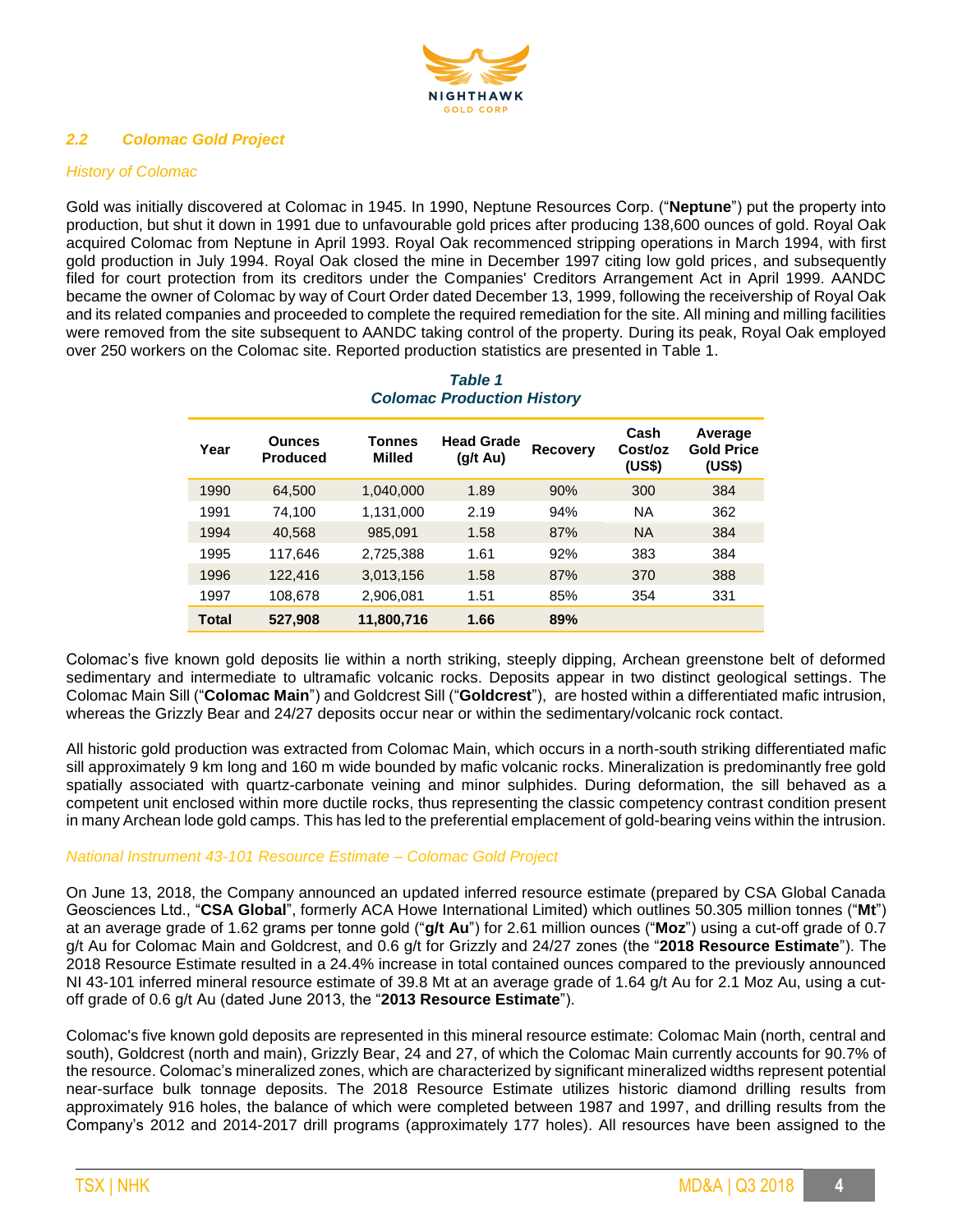## 2.2 Colomac Gold Project

*History of Colomac*

Gold was initially discovered at Colomac in 1945. In 1990, Neptune Resources Corp. ("**Neptune**") put the property into production, but shut it down in 1991 due to unfavourable gold prices after producing 138,600 ounces of gold. Royal Oak acquired Colomac from Neptune in April 1993. Royal Oak recommenced stripping operations in March 1994, with first gold production in July 1994. Royal Oak closed the mine in December 1997 citing low gold prices, and subsequently filed for court protection from its creditors under the Companies' Creditors Arrangement Act in April 1999. AANDC became the owner of Colomac by way of Court Order dated December 13, 1999, following the receivership of Royal Oak and its related companies and proceeded to complete the required remediation for the site. All mining and milling facilities were removed from the site subsequent to AANDC taking control of the property. During its peak, Royal Oak employed over 250 workers on the Colomac site. Reported production statistics are presented in Table 1.

***Table 1***
***Colomac Production History***

| Year | Ounces Produced | Tonnes Milled | Head Grade (g/t Au) | Recovery | Cash Cost/oz (US$) | Average Gold Price (US$) |
|---|---|---|---|---|---|---|
| 1990 | 64,500 | 1,040,000 | 1.89 | 90% | 300 | 384 |
| 1991 | 74,100 | 1,131,000 | 2.19 | 94% | NA | 362 |
| 1994 | 40,568 | 985,091 | 1.58 | 87% | NA | 384 |
| 1995 | 117,646 | 2,725,388 | 1.61 | 92% | 383 | 384 |
| 1996 | 122,416 | 3,013,156 | 1.58 | 87% | 370 | 388 |
| 1997 | 108,678 | 2,906,081 | 1.51 | 85% | 354 | 331 |
| **Total** | **527,908** | **11,800,716** | **1.66** | **89%** | | |

Colomac's five known gold deposits lie within a north striking, steeply dipping, Archean greenstone belt of deformed sedimentary and intermediate to ultramafic volcanic rocks. Deposits appear in two distinct geological settings. The Colomac Main Sill ("**Colomac Main**") and Goldcrest Sill ("**Goldcrest**"), are hosted within a differentiated mafic intrusion, whereas the Grizzly Bear and 24/27 deposits occur near or within the sedimentary/volcanic rock contact.

All historic gold production was extracted from Colomac Main, which occurs in a north-south striking differentiated mafic sill approximately 9 km long and 160 m wide bounded by mafic volcanic rocks. Mineralization is predominantly free gold spatially associated with quartz-carbonate veining and minor sulphides. During deformation, the sill behaved as a competent unit enclosed within more ductile rocks, thus representing the classic competency contrast condition present in many Archean lode gold camps. This has led to the preferential emplacement of gold-bearing veins within the intrusion.

*National Instrument 43-101 Resource Estimate – Colomac Gold Project*

On June 13, 2018, the Company announced an updated inferred resource estimate (prepared by CSA Global Canada Geosciences Ltd., "**CSA Global**", formerly ACA Howe International Limited) which outlines 50.305 million tonnes ("**Mt**") at an average grade of 1.62 grams per tonne gold ("**g/t Au**") for 2.61 million ounces ("**Moz**") using a cut-off grade of 0.7 g/t Au for Colomac Main and Goldcrest, and 0.6 g/t for Grizzly and 24/27 zones (the "**2018 Resource Estimate**"). The 2018 Resource Estimate resulted in a 24.4% increase in total contained ounces compared to the previously announced NI 43-101 inferred mineral resource estimate of 39.8 Mt at an average grade of 1.64 g/t Au for 2.1 Moz Au, using a cut-off grade of 0.6 g/t Au (dated June 2013, the "**2013 Resource Estimate**").

Colomac's five known gold deposits are represented in this mineral resource estimate: Colomac Main (north, central and south), Goldcrest (north and main), Grizzly Bear, 24 and 27, of which the Colomac Main currently accounts for 90.7% of the resource. Colomac's mineralized zones, which are characterized by significant mineralized widths represent potential near-surface bulk tonnage deposits. The 2018 Resource Estimate utilizes historic diamond drilling results from approximately 916 holes, the balance of which were completed between 1987 and 1997, and drilling results from the Company's 2012 and 2014-2017 drill programs (approximately 177 holes). All resources have been assigned to the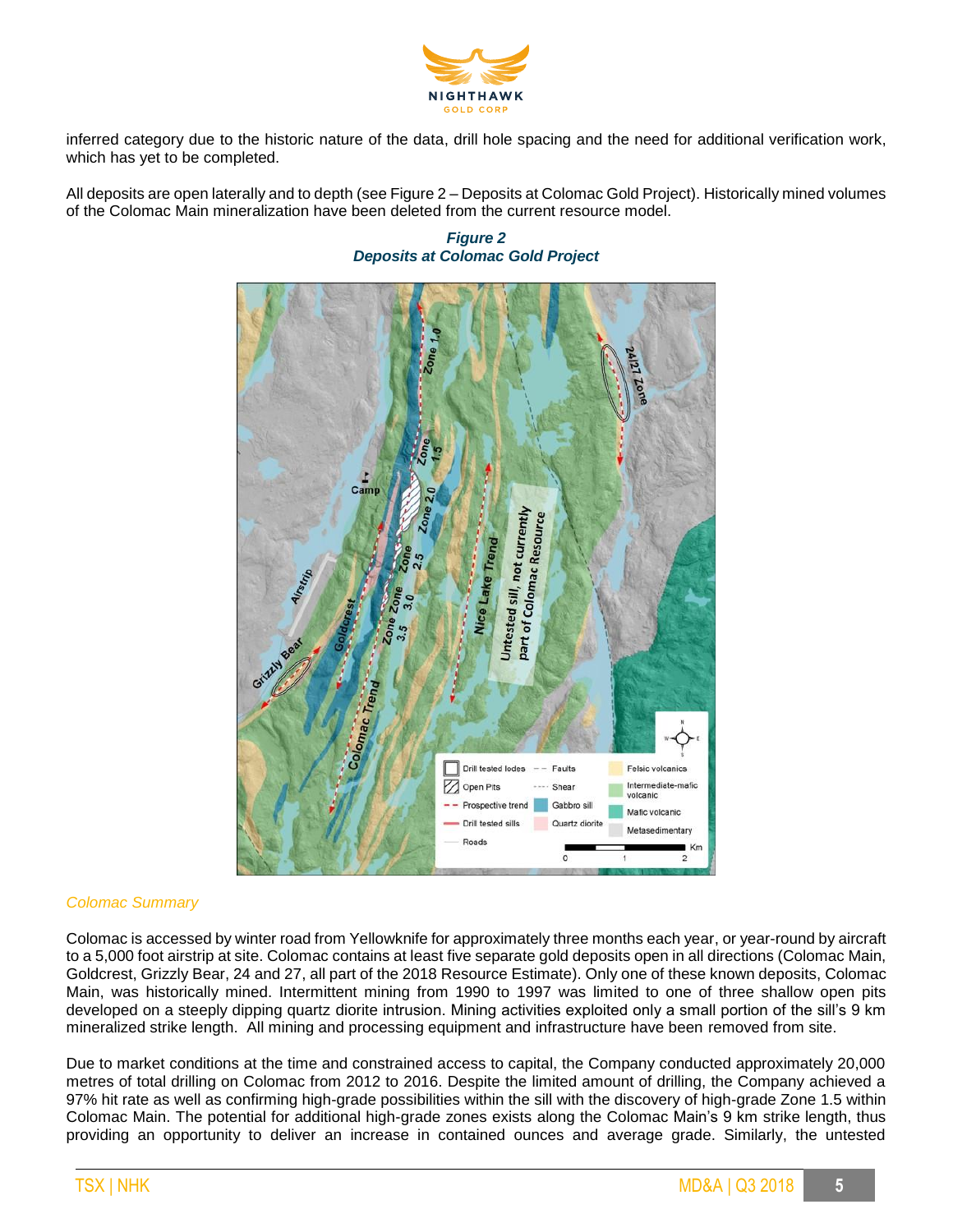inferred category due to the historic nature of the data, drill hole spacing and the need for additional verification work, which has yet to be completed.

All deposits are open laterally and to depth (see Figure 2 – Deposits at Colomac Gold Project). Historically mined volumes of the Colomac Main mineralization have been deleted from the current resource model.

***Figure 2***
***Deposits at Colomac Gold Project***

### *Colomac Summary*

Colomac is accessed by winter road from Yellowknife for approximately three months each year, or year-round by aircraft to a 5,000 foot airstrip at site. Colomac contains at least five separate gold deposits open in all directions (Colomac Main, Goldcrest, Grizzly Bear, 24 and 27, all part of the 2018 Resource Estimate). Only one of these known deposits, Colomac Main, was historically mined. Intermittent mining from 1990 to 1997 was limited to one of three shallow open pits developed on a steeply dipping quartz diorite intrusion. Mining activities exploited only a small portion of the sill's 9 km mineralized strike length. All mining and processing equipment and infrastructure have been removed from site.

Due to market conditions at the time and constrained access to capital, the Company conducted approximately 20,000 metres of total drilling on Colomac from 2012 to 2016. Despite the limited amount of drilling, the Company achieved a 97% hit rate as well as confirming high-grade possibilities within the sill with the discovery of high-grade Zone 1.5 within Colomac Main. The potential for additional high-grade zones exists along the Colomac Main's 9 km strike length, thus providing an opportunity to deliver an increase in contained ounces and average grade. Similarly, the untested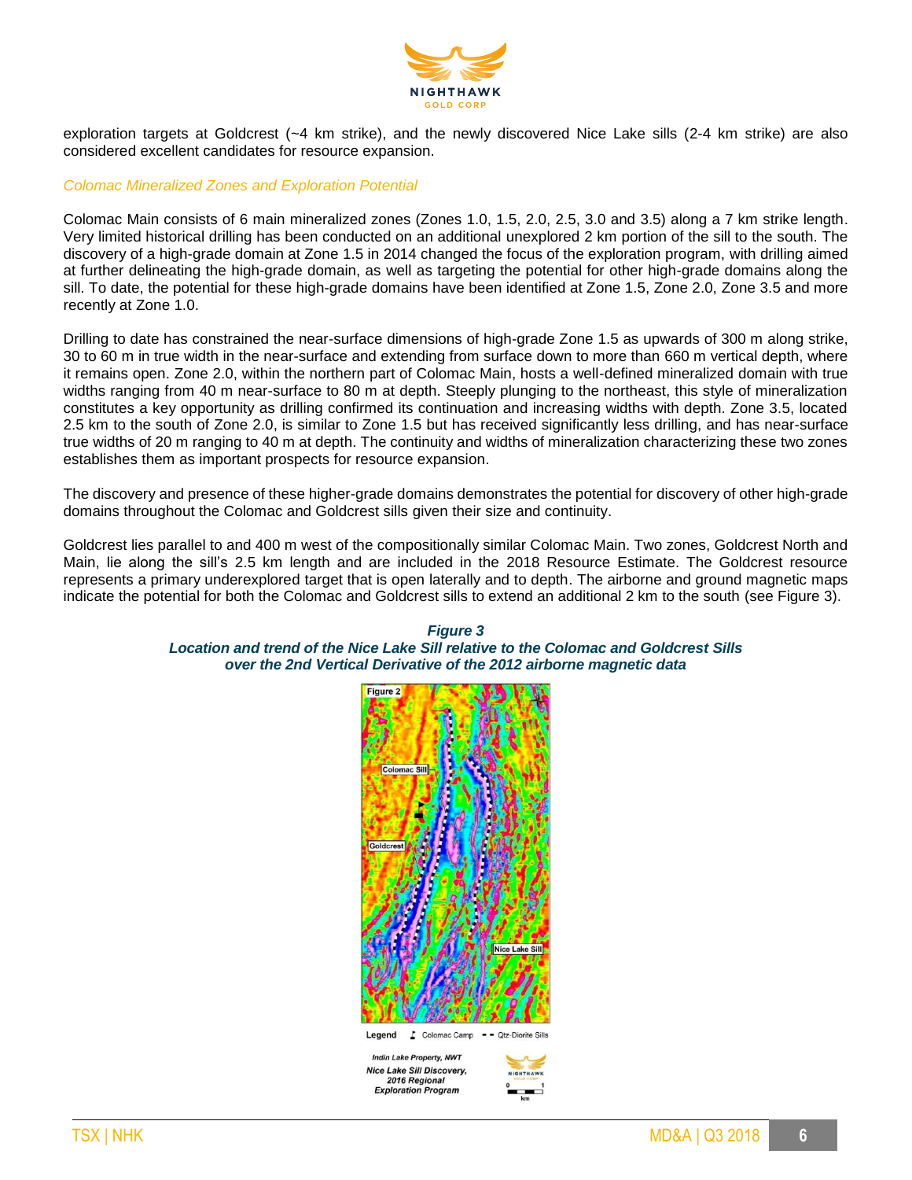exploration targets at Goldcrest (~4 km strike), and the newly discovered Nice Lake sills (2-4 km strike) are also considered excellent candidates for resource expansion.

### *Colomac Mineralized Zones and Exploration Potential*

Colomac Main consists of 6 main mineralized zones (Zones 1.0, 1.5, 2.0, 2.5, 3.0 and 3.5) along a 7 km strike length. Very limited historical drilling has been conducted on an additional unexplored 2 km portion of the sill to the south. The discovery of a high-grade domain at Zone 1.5 in 2014 changed the focus of the exploration program, with drilling aimed at further delineating the high-grade domain, as well as targeting the potential for other high-grade domains along the sill. To date, the potential for these high-grade domains have been identified at Zone 1.5, Zone 2.0, Zone 3.5 and more recently at Zone 1.0.

Drilling to date has constrained the near-surface dimensions of high-grade Zone 1.5 as upwards of 300 m along strike, 30 to 60 m in true width in the near-surface and extending from surface down to more than 660 m vertical depth, where it remains open. Zone 2.0, within the northern part of Colomac Main, hosts a well-defined mineralized domain with true widths ranging from 40 m near-surface to 80 m at depth. Steeply plunging to the northeast, this style of mineralization constitutes a key opportunity as drilling confirmed its continuation and increasing widths with depth. Zone 3.5, located 2.5 km to the south of Zone 2.0, is similar to Zone 1.5 but has received significantly less drilling, and has near-surface true widths of 20 m ranging to 40 m at depth. The continuity and widths of mineralization characterizing these two zones establishes them as important prospects for resource expansion.

The discovery and presence of these higher-grade domains demonstrates the potential for discovery of other high-grade domains throughout the Colomac and Goldcrest sills given their size and continuity.

Goldcrest lies parallel to and 400 m west of the compositionally similar Colomac Main. Two zones, Goldcrest North and Main, lie along the sill's 2.5 km length and are included in the 2018 Resource Estimate. The Goldcrest resource represents a primary underexplored target that is open laterally and to depth. The airborne and ground magnetic maps indicate the potential for both the Colomac and Goldcrest sills to extend an additional 2 km to the south (see Figure 3).

***Figure 3***
***Location and trend of the Nice Lake Sill relative to the Colomac and Goldcrest Sills over the 2nd Vertical Derivative of the 2012 airborne magnetic data***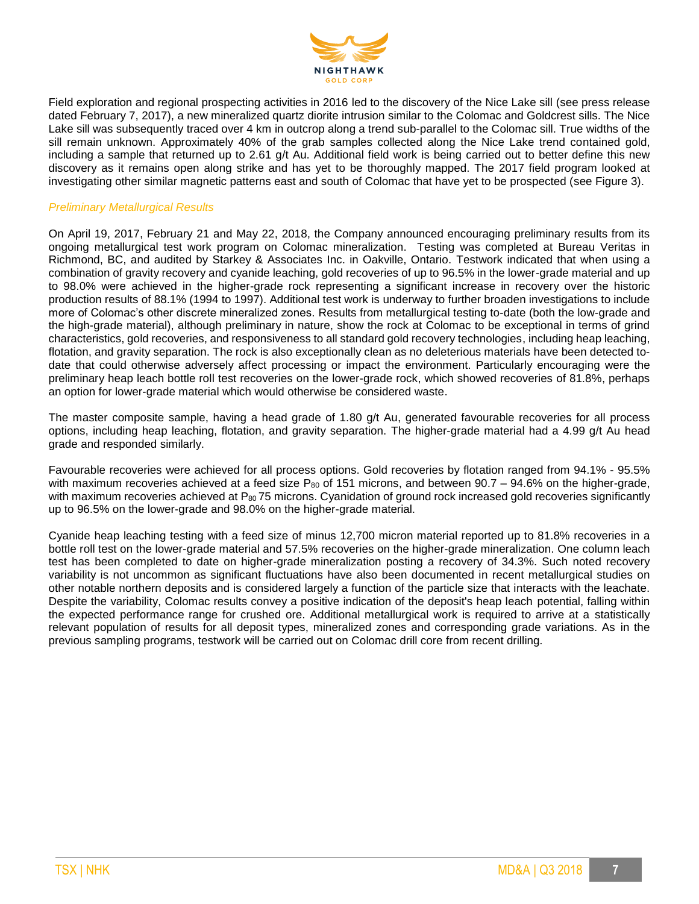Field exploration and regional prospecting activities in 2016 led to the discovery of the Nice Lake sill (see press release dated February 7, 2017), a new mineralized quartz diorite intrusion similar to the Colomac and Goldcrest sills. The Nice Lake sill was subsequently traced over 4 km in outcrop along a trend sub-parallel to the Colomac sill. True widths of the sill remain unknown. Approximately 40% of the grab samples collected along the Nice Lake trend contained gold, including a sample that returned up to 2.61 g/t Au. Additional field work is being carried out to better define this new discovery as it remains open along strike and has yet to be thoroughly mapped. The 2017 field program looked at investigating other similar magnetic patterns east and south of Colomac that have yet to be prospected (see Figure 3).

*Preliminary Metallurgical Results*

On April 19, 2017, February 21 and May 22, 2018, the Company announced encouraging preliminary results from its ongoing metallurgical test work program on Colomac mineralization. Testing was completed at Bureau Veritas in Richmond, BC, and audited by Starkey & Associates Inc. in Oakville, Ontario. Testwork indicated that when using a combination of gravity recovery and cyanide leaching, gold recoveries of up to 96.5% in the lower-grade material and up to 98.0% were achieved in the higher-grade rock representing a significant increase in recovery over the historic production results of 88.1% (1994 to 1997). Additional test work is underway to further broaden investigations to include more of Colomac's other discrete mineralized zones. Results from metallurgical testing to-date (both the low-grade and the high-grade material), although preliminary in nature, show the rock at Colomac to be exceptional in terms of grind characteristics, gold recoveries, and responsiveness to all standard gold recovery technologies, including heap leaching, flotation, and gravity separation. The rock is also exceptionally clean as no deleterious materials have been detected to-date that could otherwise adversely affect processing or impact the environment. Particularly encouraging were the preliminary heap leach bottle roll test recoveries on the lower-grade rock, which showed recoveries of 81.8%, perhaps an option for lower-grade material which would otherwise be considered waste.

The master composite sample, having a head grade of 1.80 g/t Au, generated favourable recoveries for all process options, including heap leaching, flotation, and gravity separation. The higher-grade material had a 4.99 g/t Au head grade and responded similarly.

Favourable recoveries were achieved for all process options. Gold recoveries by flotation ranged from 94.1% - 95.5% with maximum recoveries achieved at a feed size $P_{80}$ of 151 microns, and between 90.7 – 94.6% on the higher-grade, with maximum recoveries achieved at $P_{80}$ 75 microns. Cyanidation of ground rock increased gold recoveries significantly up to 96.5% on the lower-grade and 98.0% on the higher-grade material.

Cyanide heap leaching testing with a feed size of minus 12,700 micron material reported up to 81.8% recoveries in a bottle roll test on the lower-grade material and 57.5% recoveries on the higher-grade mineralization. One column leach test has been completed to date on higher-grade mineralization posting a recovery of 34.3%. Such noted recovery variability is not uncommon as significant fluctuations have also been documented in recent metallurgical studies on other notable northern deposits and is considered largely a function of the particle size that interacts with the leachate. Despite the variability, Colomac results convey a positive indication of the deposit's heap leach potential, falling within the expected performance range for crushed ore. Additional metallurgical work is required to arrive at a statistically relevant population of results for all deposit types, mineralized zones and corresponding grade variations. As in the previous sampling programs, testwork will be carried out on Colomac drill core from recent drilling.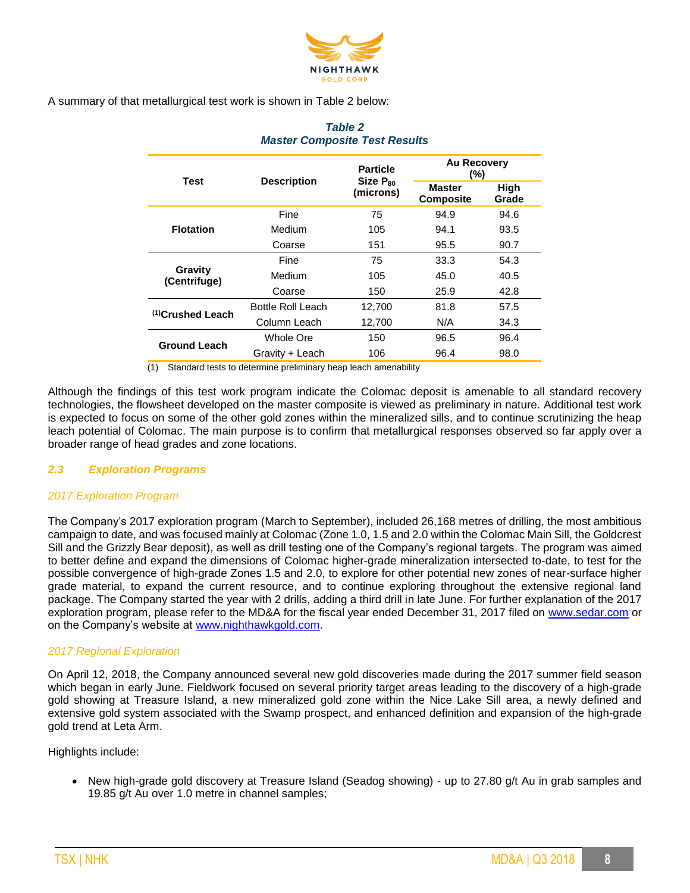A summary of that metallurgical test work is shown in Table 2 below:

***Table 2***
***Master Composite Test Results***

| Test | Description | Particle Size $P_{80}$ (microns) | Au Recovery (%) | |
|---|---|---|---|---|
| | | | Master Composite | High Grade |
| **Flotation** | Fine | 75 | 94.9 | 94.6 |
| | Medium | 105 | 94.1 | 93.5 |
| | Coarse | 151 | 95.5 | 90.7 |
| **Gravity (Centrifuge)** | Fine | 75 | 33.3 | 54.3 |
| | Medium | 105 | 45.0 | 40.5 |
| | Coarse | 150 | 25.9 | 42.8 |
| **[1]Crushed Leach** | Bottle Roll Leach | 12,700 | 81.8 | 57.5 |
| | Column Leach | 12,700 | N/A | 34.3 |
| **Ground Leach** | Whole Ore | 150 | 96.5 | 96.4 |
| | Gravity + Leach | 106 | 96.4 | 98.0 |

(1) Standard tests to determine preliminary heap leach amenability

Although the findings of this test work program indicate the Colomac deposit is amenable to all standard recovery technologies, the flowsheet developed on the master composite is viewed as preliminary in nature. Additional test work is expected to focus on some of the other gold zones within the mineralized sills, and to continue scrutinizing the heap leach potential of Colomac. The main purpose is to confirm that metallurgical responses observed so far apply over a broader range of head grades and zone locations.

## *2.3 Exploration Programs*

### *2017 Exploration Program*

The Company's 2017 exploration program (March to September), included 26,168 metres of drilling, the most ambitious campaign to date, and was focused mainly at Colomac (Zone 1.0, 1.5 and 2.0 within the Colomac Main Sill, the Goldcrest Sill and the Grizzly Bear deposit), as well as drill testing one of the Company's regional targets. The program was aimed to better define and expand the dimensions of Colomac higher-grade mineralization intersected to-date, to test for the possible convergence of high-grade Zones 1.5 and 2.0, to explore for other potential new zones of near-surface higher grade material, to expand the current resource, and to continue exploring throughout the extensive regional land package. The Company started the year with 2 drills, adding a third drill in late June. For further explanation of the 2017 exploration program, please refer to the MD&A for the fiscal year ended December 31, 2017 filed on www.sedar.com or on the Company's website at www.nighthawkgold.com.

### *2017 Regional Exploration*

On April 12, 2018, the Company announced several new gold discoveries made during the 2017 summer field season which began in early June. Fieldwork focused on several priority target areas leading to the discovery of a high-grade gold showing at Treasure Island, a new mineralized gold zone within the Nice Lake Sill area, a newly defined and extensive gold system associated with the Swamp prospect, and enhanced definition and expansion of the high-grade gold trend at Leta Arm.

Highlights include:

- New high-grade gold discovery at Treasure Island (Seadog showing) - up to 27.80 g/t Au in grab samples and 19.85 g/t Au over 1.0 metre in channel samples;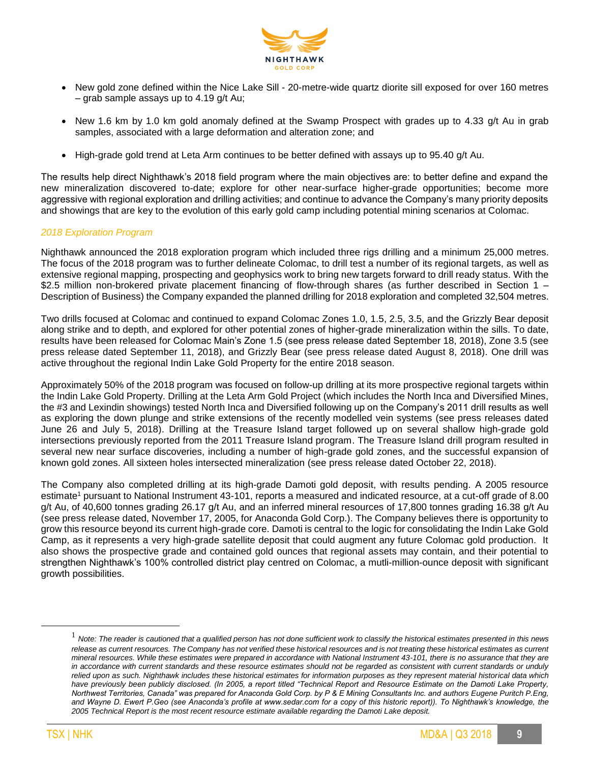- New gold zone defined within the Nice Lake Sill - 20-metre-wide quartz diorite sill exposed for over 160 metres – grab sample assays up to 4.19 g/t Au;

- New 1.6 km by 1.0 km gold anomaly defined at the Swamp Prospect with grades up to 4.33 g/t Au in grab samples, associated with a large deformation and alteration zone; and

- High-grade gold trend at Leta Arm continues to be better defined with assays up to 95.40 g/t Au.

The results help direct Nighthawk's 2018 field program where the main objectives are: to better define and expand the new mineralization discovered to-date; explore for other near-surface higher-grade opportunities; become more aggressive with regional exploration and drilling activities; and continue to advance the Company's many priority deposits and showings that are key to the evolution of this early gold camp including potential mining scenarios at Colomac.

*2018 Exploration Program*

Nighthawk announced the 2018 exploration program which included three rigs drilling and a minimum 25,000 metres. The focus of the 2018 program was to further delineate Colomac, to drill test a number of its regional targets, as well as extensive regional mapping, prospecting and geophysics work to bring new targets forward to drill ready status. With the $2.5 million non-brokered private placement financing of flow-through shares (as further described in Section 1 – Description of Business) the Company expanded the planned drilling for 2018 exploration and completed 32,504 metres.

Two drills focused at Colomac and continued to expand Colomac Zones 1.0, 1.5, 2.5, 3.5, and the Grizzly Bear deposit along strike and to depth, and explored for other potential zones of higher-grade mineralization within the sills. To date, results have been released for Colomac Main's Zone 1.5 (see press release dated September 18, 2018), Zone 3.5 (see press release dated September 11, 2018), and Grizzly Bear (see press release dated August 8, 2018). One drill was active throughout the regional Indin Lake Gold Property for the entire 2018 season.

Approximately 50% of the 2018 program was focused on follow-up drilling at its more prospective regional targets within the Indin Lake Gold Property. Drilling at the Leta Arm Gold Project (which includes the North Inca and Diversified Mines, the #3 and Lexindin showings) tested North Inca and Diversified following up on the Company's 2011 drill results as well as exploring the down plunge and strike extensions of the recently modelled vein systems (see press releases dated June 26 and July 5, 2018). Drilling at the Treasure Island target followed up on several shallow high-grade gold intersections previously reported from the 2011 Treasure Island program. The Treasure Island drill program resulted in several new near surface discoveries, including a number of high-grade gold zones, and the successful expansion of known gold zones. All sixteen holes intersected mineralization (see press release dated October 22, 2018).

The Company also completed drilling at its high-grade Damoti gold deposit, with results pending. A 2005 resource estimate[1] pursuant to National Instrument 43-101, reports a measured and indicated resource, at a cut-off grade of 8.00 g/t Au, of 40,600 tonnes grading 26.17 g/t Au, and an inferred mineral resources of 17,800 tonnes grading 16.38 g/t Au (see press release dated, November 17, 2005, for Anaconda Gold Corp.). The Company believes there is opportunity to grow this resource beyond its current high-grade core. Damoti is central to the logic for consolidating the Indin Lake Gold Camp, as it represents a very high-grade satellite deposit that could augment any future Colomac gold production. It also shows the prospective grade and contained gold ounces that regional assets may contain, and their potential to strengthen Nighthawk's 100% controlled district play centred on Colomac, a mutli-million-ounce deposit with significant growth possibilities.

---

[1] *Note: The reader is cautioned that a qualified person has not done sufficient work to classify the historical estimates presented in this news release as current resources. The Company has not verified these historical resources and is not treating these historical estimates as current mineral resources. While these estimates were prepared in accordance with National Instrument 43-101, there is no assurance that they are in accordance with current standards and these resource estimates should not be regarded as consistent with current standards or unduly relied upon as such. Nighthawk includes these historical estimates for information purposes as they represent material historical data which have previously been publicly disclosed. (In 2005, a report titled "Technical Report and Resource Estimate on the Damoti Lake Property, Northwest Territories, Canada" was prepared for Anaconda Gold Corp. by P & E Mining Consultants Inc. and authors Eugene Puritch P.Eng, and Wayne D. Ewert P.Geo (see Anaconda's profile at www.sedar.com for a copy of this historic report)). To Nighthawk's knowledge, the 2005 Technical Report is the most recent resource estimate available regarding the Damoti Lake deposit.*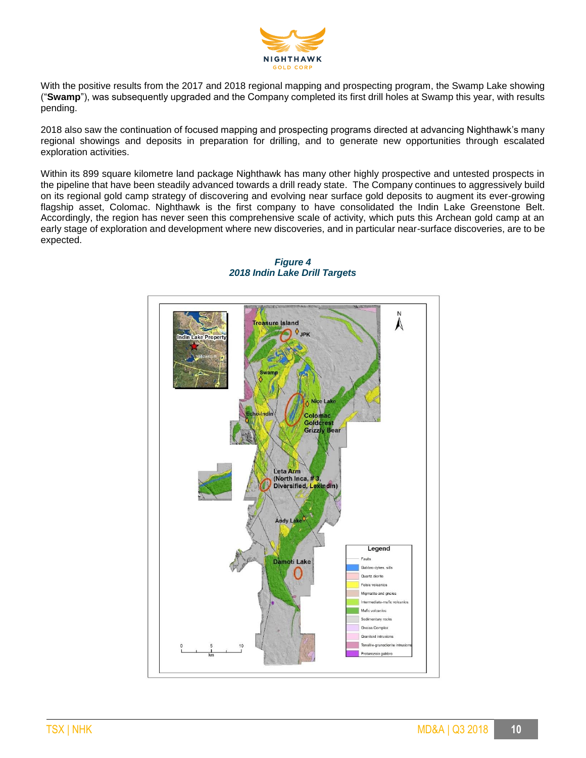With the positive results from the 2017 and 2018 regional mapping and prospecting program, the Swamp Lake showing ("**Swamp**"), was subsequently upgraded and the Company completed its first drill holes at Swamp this year, with results pending.

2018 also saw the continuation of focused mapping and prospecting programs directed at advancing Nighthawk's many regional showings and deposits in preparation for drilling, and to generate new opportunities through escalated exploration activities.

Within its 899 square kilometre land package Nighthawk has many other highly prospective and untested prospects in the pipeline that have been steadily advanced towards a drill ready state. The Company continues to aggressively build on its regional gold camp strategy of discovering and evolving near surface gold deposits to augment its ever-growing flagship asset, Colomac. Nighthawk is the first company to have consolidated the Indin Lake Greenstone Belt. Accordingly, the region has never seen this comprehensive scale of activity, which puts this Archean gold camp at an early stage of exploration and development where new discoveries, and in particular near-surface discoveries, are to be expected.

***Figure 4***
***2018 Indin Lake Drill Targets***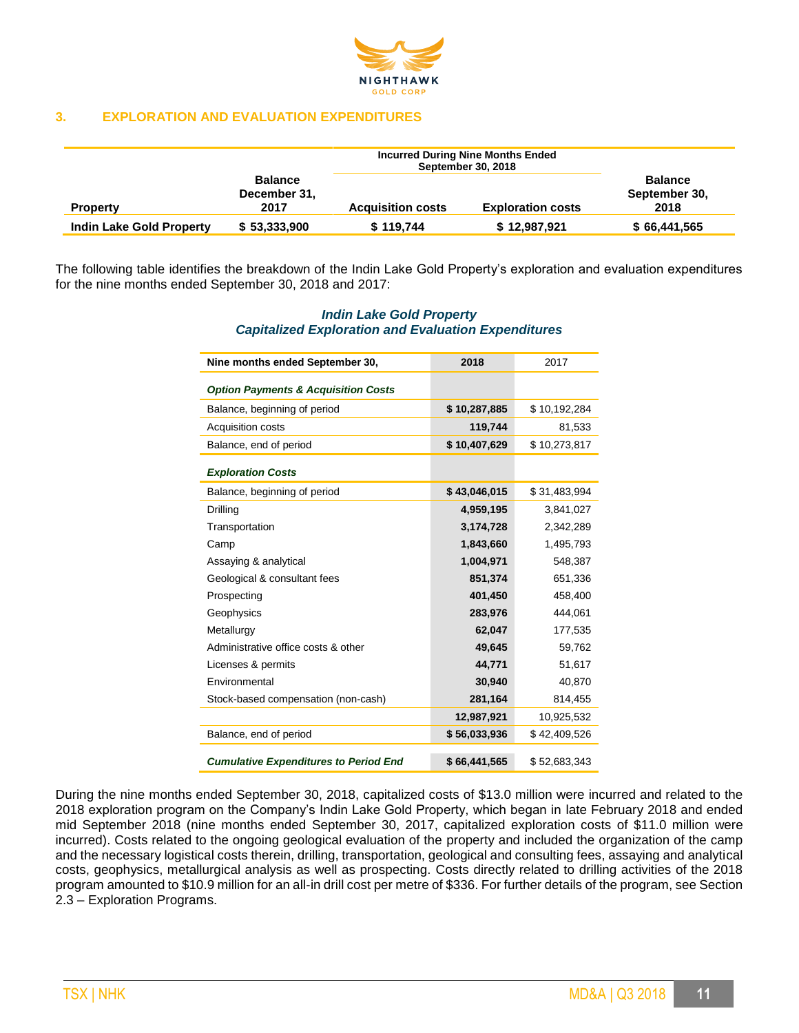## 3. EXPLORATION AND EVALUATION EXPENDITURES

| Property | Balance December 31, 2017 | Incurred During Nine Months Ended September 30, 2018 | | Balance September 30, 2018 |
|---|---|---|---|---|
| | | Acquisition costs | Exploration costs | |
| **Indin Lake Gold Property** | **$ 53,333,900** | **$ 119,744** | **$ 12,987,921** | **$ 66,441,565** |

The following table identifies the breakdown of the Indin Lake Gold Property's exploration and evaluation expenditures for the nine months ended September 30, 2018 and 2017:

***Indin Lake Gold Property***
***Capitalized Exploration and Evaluation Expenditures***

| Nine months ended September 30, | 2018 | 2017 |
|---|---|---|
| ***Option Payments & Acquisition Costs*** | | |
| Balance, beginning of period | **$ 10,287,885** | $ 10,192,284 |
| Acquisition costs | **119,744** | 81,533 |
| Balance, end of period | **$ 10,407,629** | $ 10,273,817 |
| ***Exploration Costs*** | | |
| Balance, beginning of period | **$ 43,046,015** | $ 31,483,994 |
| Drilling | **4,959,195** | 3,841,027 |
| Transportation | **3,174,728** | 2,342,289 |
| Camp | **1,843,660** | 1,495,793 |
| Assaying & analytical | **1,004,971** | 548,387 |
| Geological & consultant fees | **851,374** | 651,336 |
| Prospecting | **401,450** | 458,400 |
| Geophysics | **283,976** | 444,061 |
| Metallurgy | **62,047** | 177,535 |
| Administrative office costs & other | **49,645** | 59,762 |
| Licenses & permits | **44,771** | 51,617 |
| Environmental | **30,940** | 40,870 |
| Stock-based compensation (non-cash) | **281,164** | 814,455 |
| | **12,987,921** | 10,925,532 |
| Balance, end of period | **$ 56,033,936** | $ 42,409,526 |
| ***Cumulative Expenditures to Period End*** | **$ 66,441,565** | $ 52,683,343 |

During the nine months ended September 30, 2018, capitalized costs of $13.0 million were incurred and related to the 2018 exploration program on the Company's Indin Lake Gold Property, which began in late February 2018 and ended mid September 2018 (nine months ended September 30, 2017, capitalized exploration costs of $11.0 million were incurred). Costs related to the ongoing geological evaluation of the property and included the organization of the camp and the necessary logistical costs therein, drilling, transportation, geological and consulting fees, assaying and analytical costs, geophysics, metallurgical analysis as well as prospecting. Costs directly related to drilling activities of the 2018 program amounted to $10.9 million for an all-in drill cost per metre of $336. For further details of the program, see Section 2.3 – Exploration Programs.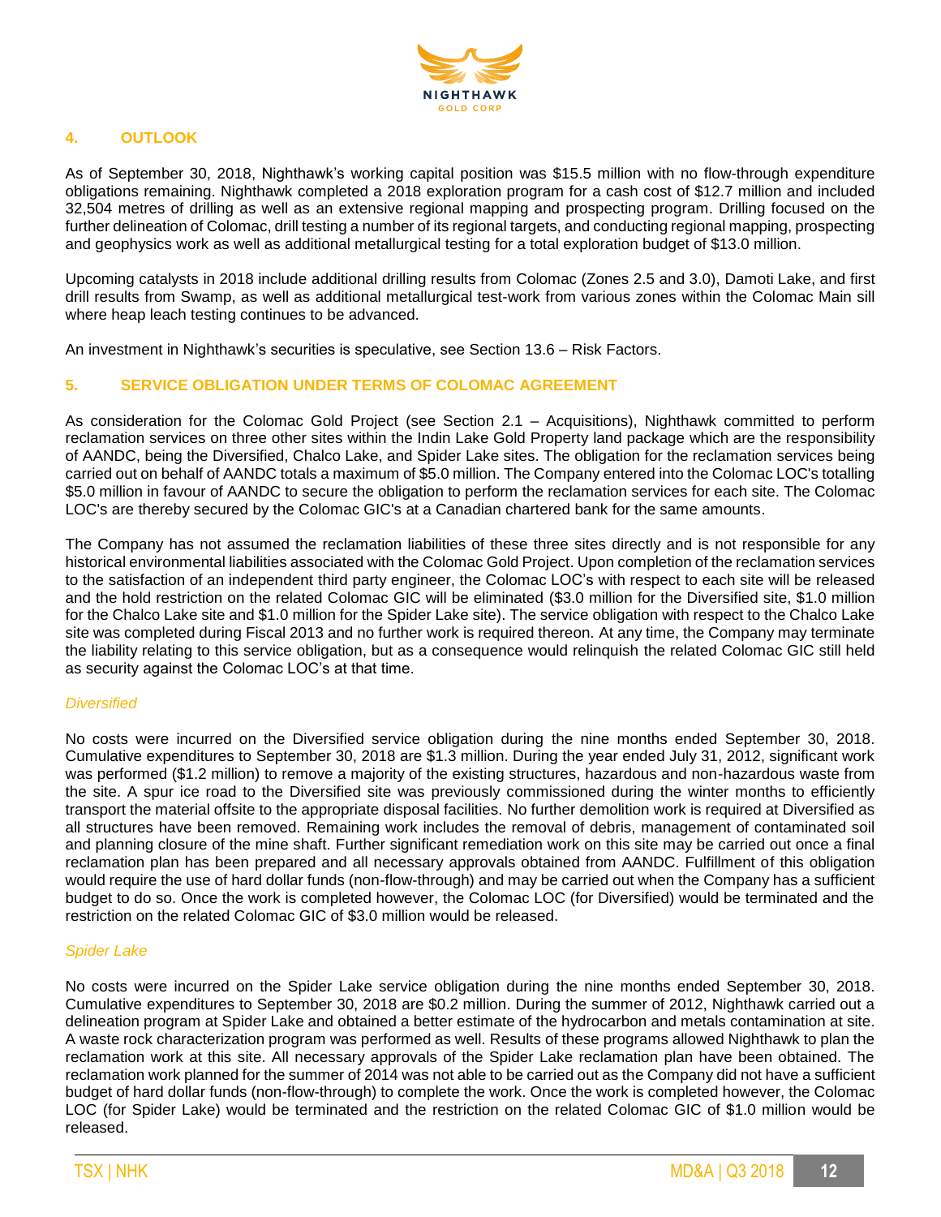## 4. OUTLOOK

As of September 30, 2018, Nighthawk's working capital position was $15.5 million with no flow-through expenditure obligations remaining. Nighthawk completed a 2018 exploration program for a cash cost of $12.7 million and included 32,504 metres of drilling as well as an extensive regional mapping and prospecting program. Drilling focused on the further delineation of Colomac, drill testing a number of its regional targets, and conducting regional mapping, prospecting and geophysics work as well as additional metallurgical testing for a total exploration budget of $13.0 million.

Upcoming catalysts in 2018 include additional drilling results from Colomac (Zones 2.5 and 3.0), Damoti Lake, and first drill results from Swamp, as well as additional metallurgical test-work from various zones within the Colomac Main sill where heap leach testing continues to be advanced.

An investment in Nighthawk's securities is speculative, see Section 13.6 – Risk Factors.

## 5. SERVICE OBLIGATION UNDER TERMS OF COLOMAC AGREEMENT

As consideration for the Colomac Gold Project (see Section 2.1 – Acquisitions), Nighthawk committed to perform reclamation services on three other sites within the Indin Lake Gold Property land package which are the responsibility of AANDC, being the Diversified, Chalco Lake, and Spider Lake sites. The obligation for the reclamation services being carried out on behalf of AANDC totals a maximum of $5.0 million. The Company entered into the Colomac LOC's totalling $5.0 million in favour of AANDC to secure the obligation to perform the reclamation services for each site. The Colomac LOC's are thereby secured by the Colomac GIC's at a Canadian chartered bank for the same amounts.

The Company has not assumed the reclamation liabilities of these three sites directly and is not responsible for any historical environmental liabilities associated with the Colomac Gold Project. Upon completion of the reclamation services to the satisfaction of an independent third party engineer, the Colomac LOC's with respect to each site will be released and the hold restriction on the related Colomac GIC will be eliminated ($3.0 million for the Diversified site, $1.0 million for the Chalco Lake site and $1.0 million for the Spider Lake site). The service obligation with respect to the Chalco Lake site was completed during Fiscal 2013 and no further work is required thereon. At any time, the Company may terminate the liability relating to this service obligation, but as a consequence would relinquish the related Colomac GIC still held as security against the Colomac LOC's at that time.

*Diversified*

No costs were incurred on the Diversified service obligation during the nine months ended September 30, 2018. Cumulative expenditures to September 30, 2018 are $1.3 million. During the year ended July 31, 2012, significant work was performed ($1.2 million) to remove a majority of the existing structures, hazardous and non-hazardous waste from the site. A spur ice road to the Diversified site was previously commissioned during the winter months to efficiently transport the material offsite to the appropriate disposal facilities. No further demolition work is required at Diversified as all structures have been removed. Remaining work includes the removal of debris, management of contaminated soil and planning closure of the mine shaft. Further significant remediation work on this site may be carried out once a final reclamation plan has been prepared and all necessary approvals obtained from AANDC. Fulfillment of this obligation would require the use of hard dollar funds (non-flow-through) and may be carried out when the Company has a sufficient budget to do so. Once the work is completed however, the Colomac LOC (for Diversified) would be terminated and the restriction on the related Colomac GIC of $3.0 million would be released.

*Spider Lake*

No costs were incurred on the Spider Lake service obligation during the nine months ended September 30, 2018. Cumulative expenditures to September 30, 2018 are $0.2 million. During the summer of 2012, Nighthawk carried out a delineation program at Spider Lake and obtained a better estimate of the hydrocarbon and metals contamination at site. A waste rock characterization program was performed as well. Results of these programs allowed Nighthawk to plan the reclamation work at this site. All necessary approvals of the Spider Lake reclamation plan have been obtained. The reclamation work planned for the summer of 2014 was not able to be carried out as the Company did not have a sufficient budget of hard dollar funds (non-flow-through) to complete the work. Once the work is completed however, the Colomac LOC (for Spider Lake) would be terminated and the restriction on the related Colomac GIC of $1.0 million would be released.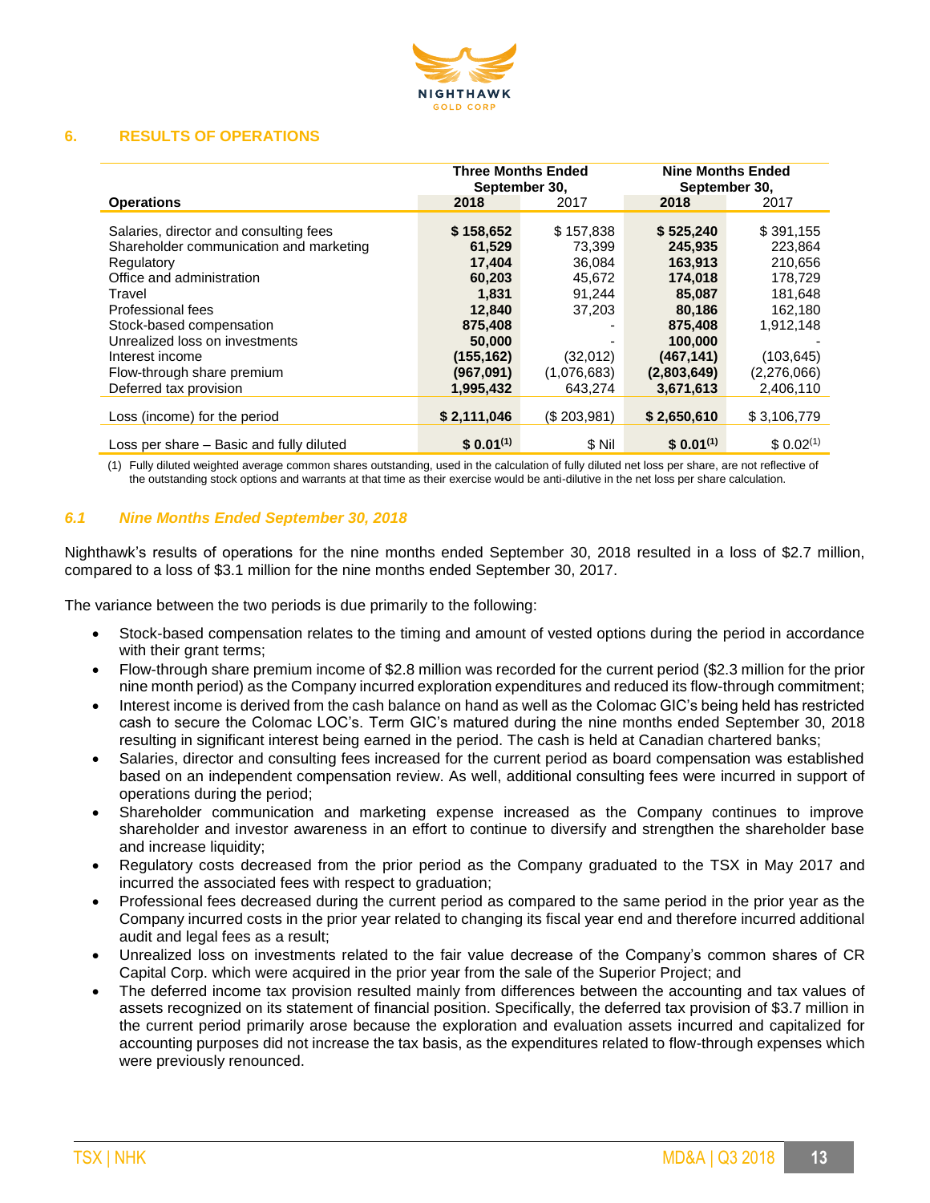## 6. RESULTS OF OPERATIONS

| Operations | Three Months Ended September 30, 2018 | Three Months Ended September 30, 2017 | Nine Months Ended September 30, 2018 | Nine Months Ended September 30, 2017 |
|---|---|---|---|---|
| Salaries, director and consulting fees | **$ 158,652** | $ 157,838 | **$ 525,240** | $ 391,155 |
| Shareholder communication and marketing | **61,529** | 73,399 | **245,935** | 223,864 |
| Regulatory | **17,404** | 36,084 | **163,913** | 210,656 |
| Office and administration | **60,203** | 45,672 | **174,018** | 178,729 |
| Travel | **1,831** | 91,244 | **85,087** | 181,648 |
| Professional fees | **12,840** | 37,203 | **80,186** | 162,180 |
| Stock-based compensation | **875,408** | - | **875,408** | 1,912,148 |
| Unrealized loss on investments | **50,000** | - | **100,000** | - |
| Interest income | **(155,162)** | (32,012) | **(467,141)** | (103,645) |
| Flow-through share premium | **(967,091)** | (1,076,683) | **(2,803,649)** | (2,276,066) |
| Deferred tax provision | **1,995,432** | 643,274 | **3,671,613** | 2,406,110 |
| Loss (income) for the period | **$ 2,111,046** | ($ 203,981) | **$ 2,650,610** | $ 3,106,779 |
| Loss per share – Basic and fully diluted | **$ 0.01[(1)]** | $ Nil | **$ 0.01[(1)]** | $ 0.02[(1)] |

(1) Fully diluted weighted average common shares outstanding, used in the calculation of fully diluted net loss per share, are not reflective of the outstanding stock options and warrants at that time as their exercise would be anti-dilutive in the net loss per share calculation.

### *6.1 Nine Months Ended September 30, 2018*

Nighthawk's results of operations for the nine months ended September 30, 2018 resulted in a loss of $2.7 million, compared to a loss of $3.1 million for the nine months ended September 30, 2017.

The variance between the two periods is due primarily to the following:

- Stock-based compensation relates to the timing and amount of vested options during the period in accordance with their grant terms;
- Flow-through share premium income of $2.8 million was recorded for the current period ($2.3 million for the prior nine month period) as the Company incurred exploration expenditures and reduced its flow-through commitment;
- Interest income is derived from the cash balance on hand as well as the Colomac GIC's being held has restricted cash to secure the Colomac LOC's. Term GIC's matured during the nine months ended September 30, 2018 resulting in significant interest being earned in the period. The cash is held at Canadian chartered banks;
- Salaries, director and consulting fees increased for the current period as board compensation was established based on an independent compensation review. As well, additional consulting fees were incurred in support of operations during the period;
- Shareholder communication and marketing expense increased as the Company continues to improve shareholder and investor awareness in an effort to continue to diversify and strengthen the shareholder base and increase liquidity;
- Regulatory costs decreased from the prior period as the Company graduated to the TSX in May 2017 and incurred the associated fees with respect to graduation;
- Professional fees decreased during the current period as compared to the same period in the prior year as the Company incurred costs in the prior year related to changing its fiscal year end and therefore incurred additional audit and legal fees as a result;
- Unrealized loss on investments related to the fair value decrease of the Company's common shares of CR Capital Corp. which were acquired in the prior year from the sale of the Superior Project; and
- The deferred income tax provision resulted mainly from differences between the accounting and tax values of assets recognized on its statement of financial position. Specifically, the deferred tax provision of $3.7 million in the current period primarily arose because the exploration and evaluation assets incurred and capitalized for accounting purposes did not increase the tax basis, as the expenditures related to flow-through expenses which were previously renounced.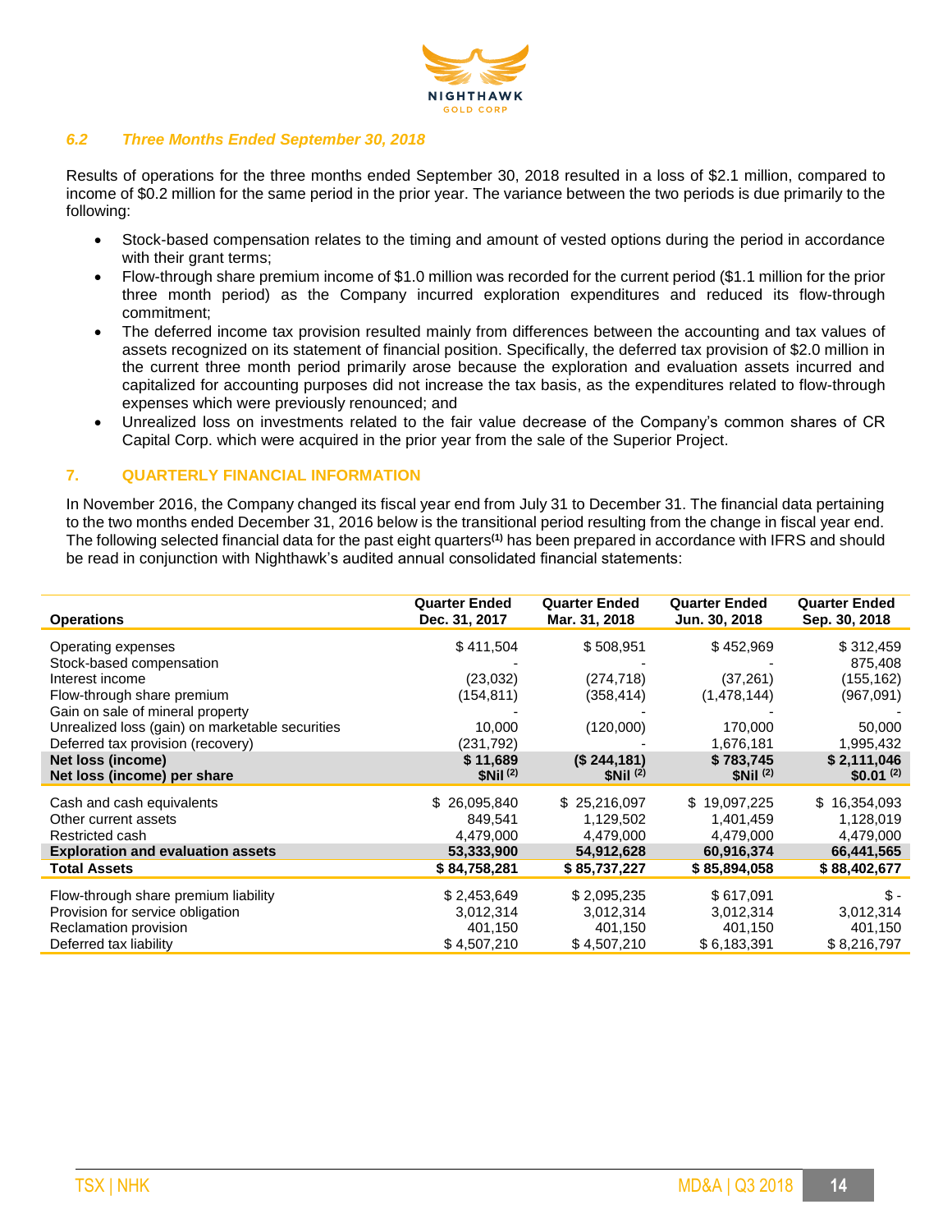### 6.2 Three Months Ended September 30, 2018

Results of operations for the three months ended September 30, 2018 resulted in a loss of $2.1 million, compared to income of $0.2 million for the same period in the prior year. The variance between the two periods is due primarily to the following:

- Stock-based compensation relates to the timing and amount of vested options during the period in accordance with their grant terms;
- Flow-through share premium income of $1.0 million was recorded for the current period ($1.1 million for the prior three month period) as the Company incurred exploration expenditures and reduced its flow-through commitment;
- The deferred income tax provision resulted mainly from differences between the accounting and tax values of assets recognized on its statement of financial position. Specifically, the deferred tax provision of $2.0 million in the current three month period primarily arose because the exploration and evaluation assets incurred and capitalized for accounting purposes did not increase the tax basis, as the expenditures related to flow-through expenses which were previously renounced; and
- Unrealized loss on investments related to the fair value decrease of the Company's common shares of CR Capital Corp. which were acquired in the prior year from the sale of the Superior Project.

## 7. QUARTERLY FINANCIAL INFORMATION

In November 2016, the Company changed its fiscal year end from July 31 to December 31. The financial data pertaining to the two months ended December 31, 2016 below is the transitional period resulting from the change in fiscal year end. The following selected financial data for the past eight quarters[1] has been prepared in accordance with IFRS and should be read in conjunction with Nighthawk's audited annual consolidated financial statements:

| Operations | Quarter Ended Dec. 31, 2017 | Quarter Ended Mar. 31, 2018 | Quarter Ended Jun. 30, 2018 | Quarter Ended Sep. 30, 2018 |
|---|---|---|---|---|
| Operating expenses | $ 411,504 | $ 508,951 | $ 452,969 | $ 312,459 |
| Stock-based compensation | - | - | - | 875,408 |
| Interest income | (23,032) | (274,718) | (37,261) | (155,162) |
| Flow-through share premium | (154,811) | (358,414) | (1,478,144) | (967,091) |
| Gain on sale of mineral property | - | - | - | - |
| Unrealized loss (gain) on marketable securities | 10,000 | (120,000) | 170,000 | 50,000 |
| Deferred tax provision (recovery) | (231,792) | - | 1,676,181 | 1,995,432 |
| **Net loss (income)** | **$ 11,689** | **($ 244,181)** | **$ 783,745** | **$ 2,111,046** |
| **Net loss (income) per share** | **$Nil [2]** | **$Nil [2]** | **$Nil [2]** | **$0.01 [2]** |
| Cash and cash equivalents | $ 26,095,840 | $ 25,216,097 | $ 19,097,225 | $ 16,354,093 |
| Other current assets | 849,541 | 1,129,502 | 1,401,459 | 1,128,019 |
| Restricted cash | 4,479,000 | 4,479,000 | 4,479,000 | 4,479,000 |
| **Exploration and evaluation assets** | **53,333,900** | **54,912,628** | **60,916,374** | **66,441,565** |
| **Total Assets** | **$ 84,758,281** | **$ 85,737,227** | **$ 85,894,058** | **$ 88,402,677** |
| Flow-through share premium liability | $ 2,453,649 | $ 2,095,235 | $ 617,091 | $ - |
| Provision for service obligation | 3,012,314 | 3,012,314 | 3,012,314 | 3,012,314 |
| Reclamation provision | 401,150 | 401,150 | 401,150 | 401,150 |
| Deferred tax liability | $ 4,507,210 | $ 4,507,210 | $ 6,183,391 | $ 8,216,797 |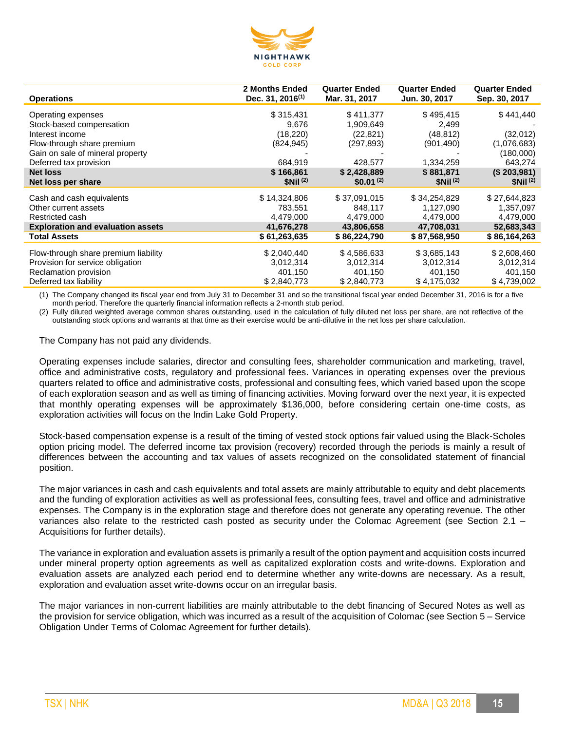| Operations | 2 Months Ended Dec. 31, 2016[(1)] | Quarter Ended Mar. 31, 2017 | Quarter Ended Jun. 30, 2017 | Quarter Ended Sep. 30, 2017 |
|---|---|---|---|---|
| Operating expenses | $ 315,431 | $ 411,377 | $ 495,415 | $ 441,440 |
| Stock-based compensation | 9,676 | 1,909,649 | 2,499 | - |
| Interest income | (18,220) | (22,821) | (48,812) | (32,012) |
| Flow-through share premium | (824,945) | (297,893) | (901,490) | (1,076,683) |
| Gain on sale of mineral property | - | - | - | (180,000) |
| Deferred tax provision | 684,919 | 428,577 | 1,334,259 | 643,274 |
| **Net loss** | **$ 166,861** | **$ 2,428,889** | **$ 881,871** | **($ 203,981)** |
| **Net loss per share** | **$Nil [(2)]** | **$0.01 [(2)]** | **$Nil [(2)]** | **$Nil [(2)]** |
| Cash and cash equivalents | $ 14,324,806 | $ 37,091,015 | $ 34,254,829 | $ 27,644,823 |
| Other current assets | 783,551 | 848,117 | 1,127,090 | 1,357,097 |
| Restricted cash | 4,479,000 | 4,479,000 | 4,479,000 | 4,479,000 |
| **Exploration and evaluation assets** | **41,676,278** | **43,806,658** | **47,708,031** | **52,683,343** |
| **Total Assets** | **$ 61,263,635** | **$ 86,224,790** | **$ 87,568,950** | **$ 86,164,263** |
| Flow-through share premium liability | $ 2,040,440 | $ 4,586,633 | $ 3,685,143 | $ 2,608,460 |
| Provision for service obligation | 3,012,314 | 3,012,314 | 3,012,314 | 3,012,314 |
| Reclamation provision | 401,150 | 401,150 | 401,150 | 401,150 |
| Deferred tax liability | $ 2,840,773 | $ 2,840,773 | $ 4,175,032 | $ 4,739,002 |

(1) The Company changed its fiscal year end from July 31 to December 31 and so the transitional fiscal year ended December 31, 2016 is for a five month period. Therefore the quarterly financial information reflects a 2-month stub period.

(2) Fully diluted weighted average common shares outstanding, used in the calculation of fully diluted net loss per share, are not reflective of the outstanding stock options and warrants at that time as their exercise would be anti-dilutive in the net loss per share calculation.

The Company has not paid any dividends.

Operating expenses include salaries, director and consulting fees, shareholder communication and marketing, travel, office and administrative costs, regulatory and professional fees. Variances in operating expenses over the previous quarters related to office and administrative costs, professional and consulting fees, which varied based upon the scope of each exploration season and as well as timing of financing activities. Moving forward over the next year, it is expected that monthly operating expenses will be approximately $136,000, before considering certain one-time costs, as exploration activities will focus on the Indin Lake Gold Property.

Stock-based compensation expense is a result of the timing of vested stock options fair valued using the Black-Scholes option pricing model. The deferred income tax provision (recovery) recorded through the periods is mainly a result of differences between the accounting and tax values of assets recognized on the consolidated statement of financial position.

The major variances in cash and cash equivalents and total assets are mainly attributable to equity and debt placements and the funding of exploration activities as well as professional fees, consulting fees, travel and office and administrative expenses. The Company is in the exploration stage and therefore does not generate any operating revenue. The other variances also relate to the restricted cash posted as security under the Colomac Agreement (see Section 2.1 – Acquisitions for further details).

The variance in exploration and evaluation assets is primarily a result of the option payment and acquisition costs incurred under mineral property option agreements as well as capitalized exploration costs and write-downs. Exploration and evaluation assets are analyzed each period end to determine whether any write-downs are necessary. As a result, exploration and evaluation asset write-downs occur on an irregular basis.

The major variances in non-current liabilities are mainly attributable to the debt financing of Secured Notes as well as the provision for service obligation, which was incurred as a result of the acquisition of Colomac (see Section 5 – Service Obligation Under Terms of Colomac Agreement for further details).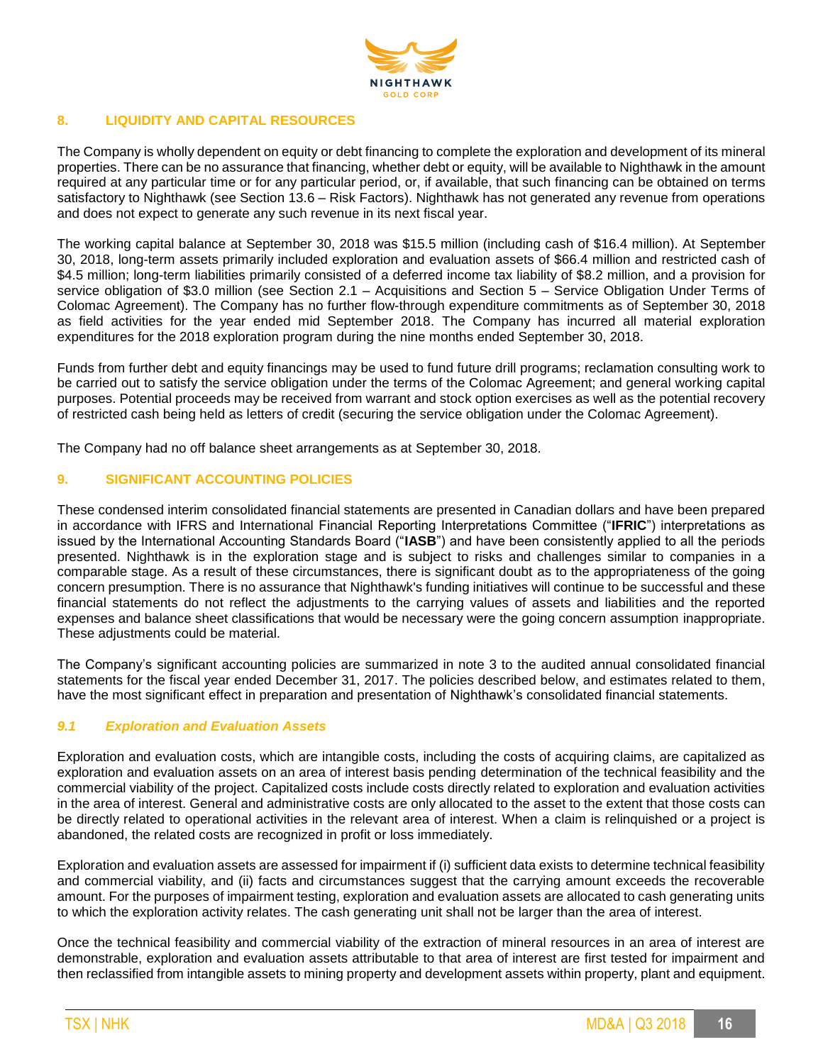## 8. LIQUIDITY AND CAPITAL RESOURCES

The Company is wholly dependent on equity or debt financing to complete the exploration and development of its mineral properties. There can be no assurance that financing, whether debt or equity, will be available to Nighthawk in the amount required at any particular time or for any particular period, or, if available, that such financing can be obtained on terms satisfactory to Nighthawk (see Section 13.6 – Risk Factors). Nighthawk has not generated any revenue from operations and does not expect to generate any such revenue in its next fiscal year.

The working capital balance at September 30, 2018 was $15.5 million (including cash of $16.4 million). At September 30, 2018, long-term assets primarily included exploration and evaluation assets of $66.4 million and restricted cash of $4.5 million; long-term liabilities primarily consisted of a deferred income tax liability of $8.2 million, and a provision for service obligation of $3.0 million (see Section 2.1 – Acquisitions and Section 5 – Service Obligation Under Terms of Colomac Agreement). The Company has no further flow-through expenditure commitments as of September 30, 2018 as field activities for the year ended mid September 2018. The Company has incurred all material exploration expenditures for the 2018 exploration program during the nine months ended September 30, 2018.

Funds from further debt and equity financings may be used to fund future drill programs; reclamation consulting work to be carried out to satisfy the service obligation under the terms of the Colomac Agreement; and general working capital purposes. Potential proceeds may be received from warrant and stock option exercises as well as the potential recovery of restricted cash being held as letters of credit (securing the service obligation under the Colomac Agreement).

The Company had no off balance sheet arrangements as at September 30, 2018.

## 9. SIGNIFICANT ACCOUNTING POLICIES

These condensed interim consolidated financial statements are presented in Canadian dollars and have been prepared in accordance with IFRS and International Financial Reporting Interpretations Committee ("**IFRIC**") interpretations as issued by the International Accounting Standards Board ("**IASB**") and have been consistently applied to all the periods presented. Nighthawk is in the exploration stage and is subject to risks and challenges similar to companies in a comparable stage. As a result of these circumstances, there is significant doubt as to the appropriateness of the going concern presumption. There is no assurance that Nighthawk's funding initiatives will continue to be successful and these financial statements do not reflect the adjustments to the carrying values of assets and liabilities and the reported expenses and balance sheet classifications that would be necessary were the going concern assumption inappropriate. These adjustments could be material.

The Company's significant accounting policies are summarized in note 3 to the audited annual consolidated financial statements for the fiscal year ended December 31, 2017. The policies described below, and estimates related to them, have the most significant effect in preparation and presentation of Nighthawk's consolidated financial statements.

### *9.1 Exploration and Evaluation Assets*

Exploration and evaluation costs, which are intangible costs, including the costs of acquiring claims, are capitalized as exploration and evaluation assets on an area of interest basis pending determination of the technical feasibility and the commercial viability of the project. Capitalized costs include costs directly related to exploration and evaluation activities in the area of interest. General and administrative costs are only allocated to the asset to the extent that those costs can be directly related to operational activities in the relevant area of interest. When a claim is relinquished or a project is abandoned, the related costs are recognized in profit or loss immediately.

Exploration and evaluation assets are assessed for impairment if (i) sufficient data exists to determine technical feasibility and commercial viability, and (ii) facts and circumstances suggest that the carrying amount exceeds the recoverable amount. For the purposes of impairment testing, exploration and evaluation assets are allocated to cash generating units to which the exploration activity relates. The cash generating unit shall not be larger than the area of interest.

Once the technical feasibility and commercial viability of the extraction of mineral resources in an area of interest are demonstrable, exploration and evaluation assets attributable to that area of interest are first tested for impairment and then reclassified from intangible assets to mining property and development assets within property, plant and equipment.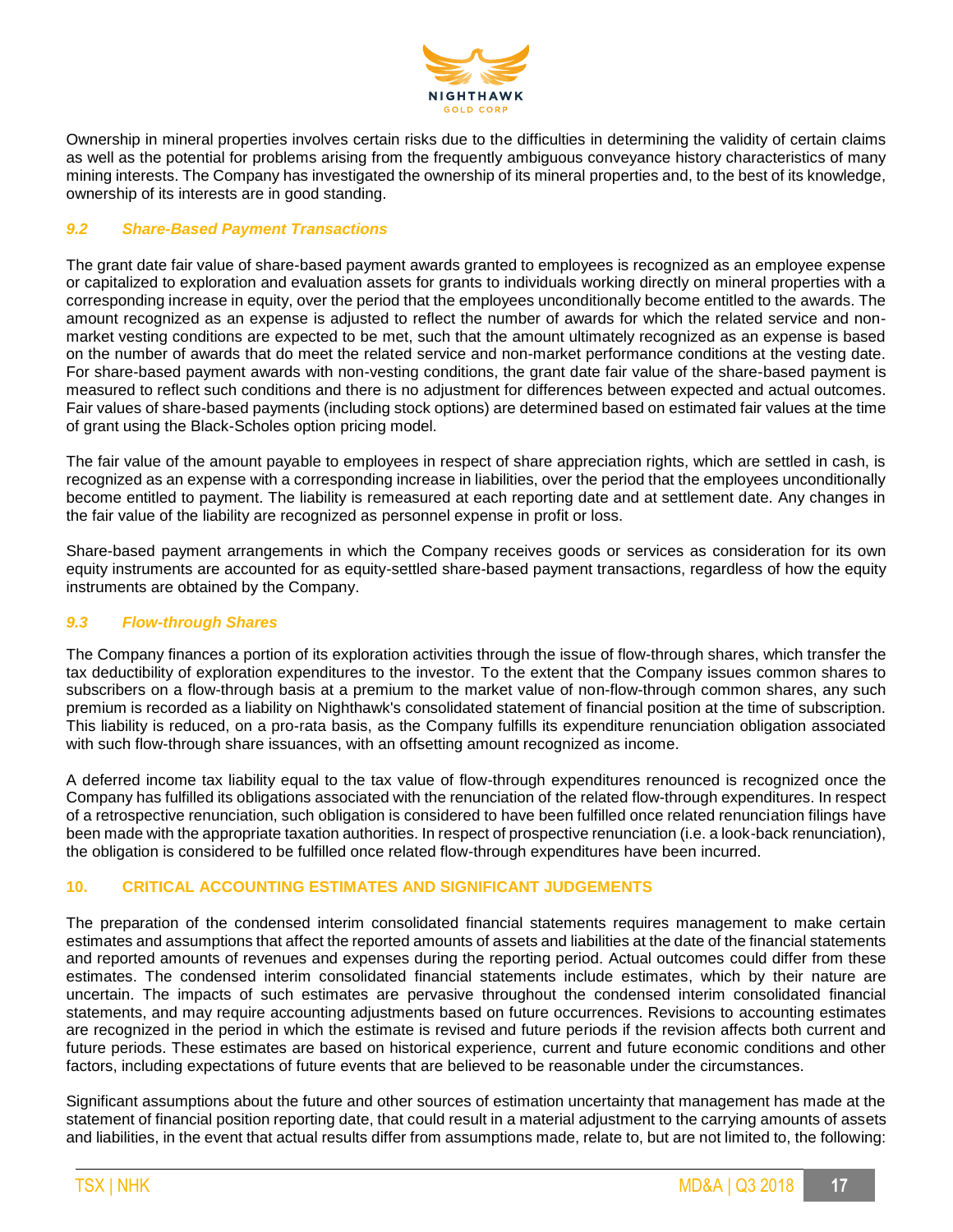Ownership in mineral properties involves certain risks due to the difficulties in determining the validity of certain claims as well as the potential for problems arising from the frequently ambiguous conveyance history characteristics of many mining interests. The Company has investigated the ownership of its mineral properties and, to the best of its knowledge, ownership of its interests are in good standing.

### *9.2 Share-Based Payment Transactions*

The grant date fair value of share-based payment awards granted to employees is recognized as an employee expense or capitalized to exploration and evaluation assets for grants to individuals working directly on mineral properties with a corresponding increase in equity, over the period that the employees unconditionally become entitled to the awards. The amount recognized as an expense is adjusted to reflect the number of awards for which the related service and non-market vesting conditions are expected to be met, such that the amount ultimately recognized as an expense is based on the number of awards that do meet the related service and non-market performance conditions at the vesting date. For share-based payment awards with non-vesting conditions, the grant date fair value of the share-based payment is measured to reflect such conditions and there is no adjustment for differences between expected and actual outcomes. Fair values of share-based payments (including stock options) are determined based on estimated fair values at the time of grant using the Black-Scholes option pricing model.

The fair value of the amount payable to employees in respect of share appreciation rights, which are settled in cash, is recognized as an expense with a corresponding increase in liabilities, over the period that the employees unconditionally become entitled to payment. The liability is remeasured at each reporting date and at settlement date. Any changes in the fair value of the liability are recognized as personnel expense in profit or loss.

Share-based payment arrangements in which the Company receives goods or services as consideration for its own equity instruments are accounted for as equity-settled share-based payment transactions, regardless of how the equity instruments are obtained by the Company.

### *9.3 Flow-through Shares*

The Company finances a portion of its exploration activities through the issue of flow-through shares, which transfer the tax deductibility of exploration expenditures to the investor. To the extent that the Company issues common shares to subscribers on a flow-through basis at a premium to the market value of non-flow-through common shares, any such premium is recorded as a liability on Nighthawk's consolidated statement of financial position at the time of subscription. This liability is reduced, on a pro-rata basis, as the Company fulfills its expenditure renunciation obligation associated with such flow-through share issuances, with an offsetting amount recognized as income.

A deferred income tax liability equal to the tax value of flow-through expenditures renounced is recognized once the Company has fulfilled its obligations associated with the renunciation of the related flow-through expenditures. In respect of a retrospective renunciation, such obligation is considered to have been fulfilled once related renunciation filings have been made with the appropriate taxation authorities. In respect of prospective renunciation (i.e. a look-back renunciation), the obligation is considered to be fulfilled once related flow-through expenditures have been incurred.

## 10. CRITICAL ACCOUNTING ESTIMATES AND SIGNIFICANT JUDGEMENTS

The preparation of the condensed interim consolidated financial statements requires management to make certain estimates and assumptions that affect the reported amounts of assets and liabilities at the date of the financial statements and reported amounts of revenues and expenses during the reporting period. Actual outcomes could differ from these estimates. The condensed interim consolidated financial statements include estimates, which by their nature are uncertain. The impacts of such estimates are pervasive throughout the condensed interim consolidated financial statements, and may require accounting adjustments based on future occurrences. Revisions to accounting estimates are recognized in the period in which the estimate is revised and future periods if the revision affects both current and future periods. These estimates are based on historical experience, current and future economic conditions and other factors, including expectations of future events that are believed to be reasonable under the circumstances.

Significant assumptions about the future and other sources of estimation uncertainty that management has made at the statement of financial position reporting date, that could result in a material adjustment to the carrying amounts of assets and liabilities, in the event that actual results differ from assumptions made, relate to, but are not limited to, the following: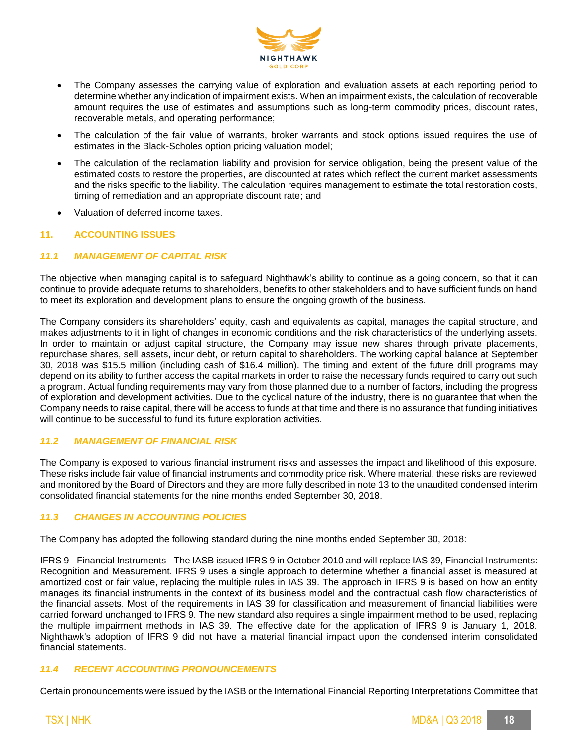- The Company assesses the carrying value of exploration and evaluation assets at each reporting period to determine whether any indication of impairment exists. When an impairment exists, the calculation of recoverable amount requires the use of estimates and assumptions such as long-term commodity prices, discount rates, recoverable metals, and operating performance;
- The calculation of the fair value of warrants, broker warrants and stock options issued requires the use of estimates in the Black-Scholes option pricing valuation model;
- The calculation of the reclamation liability and provision for service obligation, being the present value of the estimated costs to restore the properties, are discounted at rates which reflect the current market assessments and the risks specific to the liability. The calculation requires management to estimate the total restoration costs, timing of remediation and an appropriate discount rate; and
- Valuation of deferred income taxes.

## 11. ACCOUNTING ISSUES

### *11.1 MANAGEMENT OF CAPITAL RISK*

The objective when managing capital is to safeguard Nighthawk's ability to continue as a going concern, so that it can continue to provide adequate returns to shareholders, benefits to other stakeholders and to have sufficient funds on hand to meet its exploration and development plans to ensure the ongoing growth of the business.

The Company considers its shareholders' equity, cash and equivalents as capital, manages the capital structure, and makes adjustments to it in light of changes in economic conditions and the risk characteristics of the underlying assets. In order to maintain or adjust capital structure, the Company may issue new shares through private placements, repurchase shares, sell assets, incur debt, or return capital to shareholders. The working capital balance at September 30, 2018 was $15.5 million (including cash of $16.4 million). The timing and extent of the future drill programs may depend on its ability to further access the capital markets in order to raise the necessary funds required to carry out such a program. Actual funding requirements may vary from those planned due to a number of factors, including the progress of exploration and development activities. Due to the cyclical nature of the industry, there is no guarantee that when the Company needs to raise capital, there will be access to funds at that time and there is no assurance that funding initiatives will continue to be successful to fund its future exploration activities.

### *11.2 MANAGEMENT OF FINANCIAL RISK*

The Company is exposed to various financial instrument risks and assesses the impact and likelihood of this exposure. These risks include fair value of financial instruments and commodity price risk. Where material, these risks are reviewed and monitored by the Board of Directors and they are more fully described in note 13 to the unaudited condensed interim consolidated financial statements for the nine months ended September 30, 2018.

### *11.3 CHANGES IN ACCOUNTING POLICIES*

The Company has adopted the following standard during the nine months ended September 30, 2018:

IFRS 9 - Financial Instruments - The IASB issued IFRS 9 in October 2010 and will replace IAS 39, Financial Instruments: Recognition and Measurement. IFRS 9 uses a single approach to determine whether a financial asset is measured at amortized cost or fair value, replacing the multiple rules in IAS 39. The approach in IFRS 9 is based on how an entity manages its financial instruments in the context of its business model and the contractual cash flow characteristics of the financial assets. Most of the requirements in IAS 39 for classification and measurement of financial liabilities were carried forward unchanged to IFRS 9. The new standard also requires a single impairment method to be used, replacing the multiple impairment methods in IAS 39. The effective date for the application of IFRS 9 is January 1, 2018. Nighthawk's adoption of IFRS 9 did not have a material financial impact upon the condensed interim consolidated financial statements.

### *11.4 RECENT ACCOUNTING PRONOUNCEMENTS*

Certain pronouncements were issued by the IASB or the International Financial Reporting Interpretations Committee that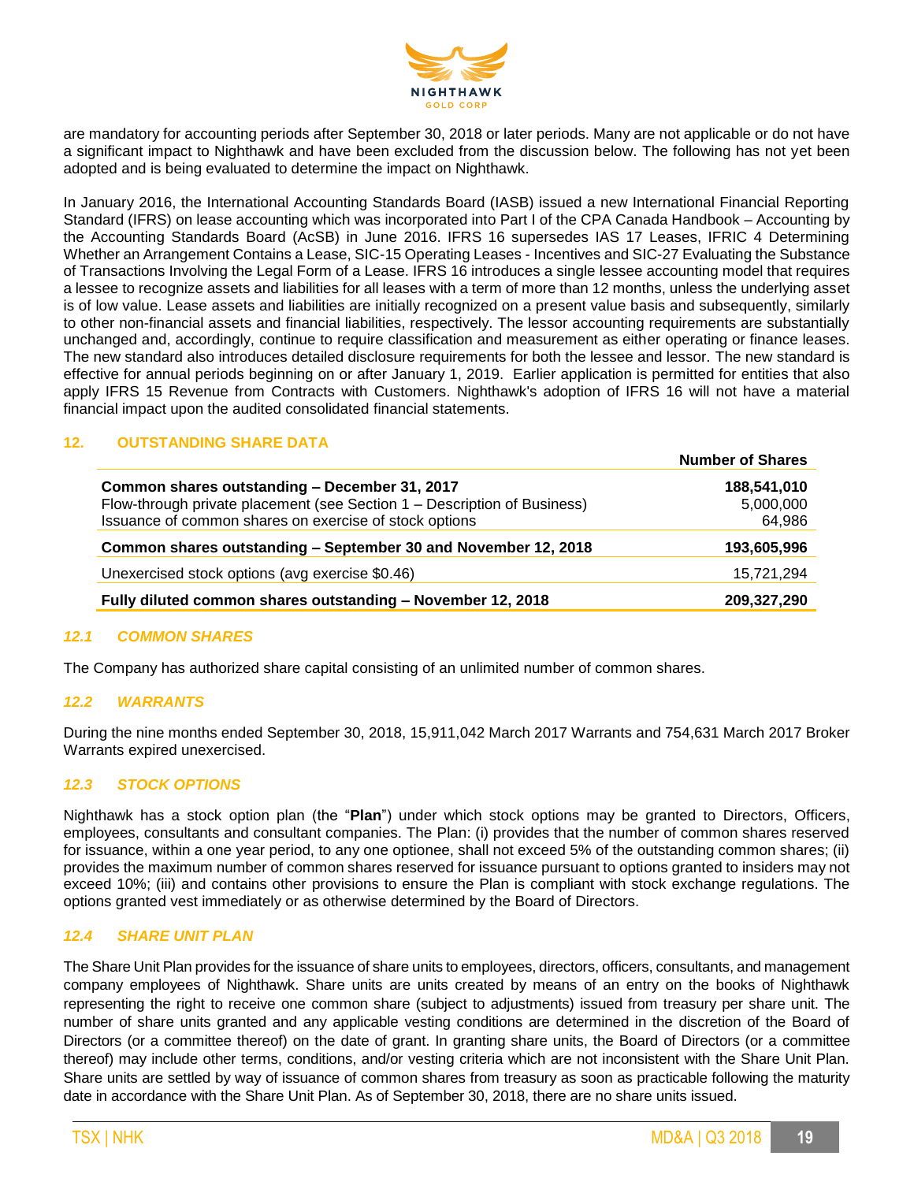are mandatory for accounting periods after September 30, 2018 or later periods. Many are not applicable or do not have a significant impact to Nighthawk and have been excluded from the discussion below. The following has not yet been adopted and is being evaluated to determine the impact on Nighthawk.

In January 2016, the International Accounting Standards Board (IASB) issued a new International Financial Reporting Standard (IFRS) on lease accounting which was incorporated into Part I of the CPA Canada Handbook – Accounting by the Accounting Standards Board (AcSB) in June 2016. IFRS 16 supersedes IAS 17 Leases, IFRIC 4 Determining Whether an Arrangement Contains a Lease, SIC-15 Operating Leases - Incentives and SIC-27 Evaluating the Substance of Transactions Involving the Legal Form of a Lease. IFRS 16 introduces a single lessee accounting model that requires a lessee to recognize assets and liabilities for all leases with a term of more than 12 months, unless the underlying asset is of low value. Lease assets and liabilities are initially recognized on a present value basis and subsequently, similarly to other non-financial assets and financial liabilities, respectively. The lessor accounting requirements are substantially unchanged and, accordingly, continue to require classification and measurement as either operating or finance leases. The new standard also introduces detailed disclosure requirements for both the lessee and lessor. The new standard is effective for annual periods beginning on or after January 1, 2019. Earlier application is permitted for entities that also apply IFRS 15 Revenue from Contracts with Customers. Nighthawk's adoption of IFRS 16 will not have a material financial impact upon the audited consolidated financial statements.

## 12. OUTSTANDING SHARE DATA

| | Number of Shares |
|---|---|
| **Common shares outstanding – December 31, 2017** | **188,541,010** |
| Flow-through private placement (see Section 1 – Description of Business) | 5,000,000 |
| Issuance of common shares on exercise of stock options | 64,986 |
| **Common shares outstanding – September 30 and November 12, 2018** | **193,605,996** |
| Unexercised stock options (avg exercise $0.46) | 15,721,294 |
| **Fully diluted common shares outstanding – November 12, 2018** | **209,327,290** |

### *12.1 COMMON SHARES*

The Company has authorized share capital consisting of an unlimited number of common shares.

### *12.2 WARRANTS*

During the nine months ended September 30, 2018, 15,911,042 March 2017 Warrants and 754,631 March 2017 Broker Warrants expired unexercised.

### *12.3 STOCK OPTIONS*

Nighthawk has a stock option plan (the "**Plan**") under which stock options may be granted to Directors, Officers, employees, consultants and consultant companies. The Plan: (i) provides that the number of common shares reserved for issuance, within a one year period, to any one optionee, shall not exceed 5% of the outstanding common shares; (ii) provides the maximum number of common shares reserved for issuance pursuant to options granted to insiders may not exceed 10%; (iii) and contains other provisions to ensure the Plan is compliant with stock exchange regulations. The options granted vest immediately or as otherwise determined by the Board of Directors.

### *12.4 SHARE UNIT PLAN*

The Share Unit Plan provides for the issuance of share units to employees, directors, officers, consultants, and management company employees of Nighthawk. Share units are units created by means of an entry on the books of Nighthawk representing the right to receive one common share (subject to adjustments) issued from treasury per share unit. The number of share units granted and any applicable vesting conditions are determined in the discretion of the Board of Directors (or a committee thereof) on the date of grant. In granting share units, the Board of Directors (or a committee thereof) may include other terms, conditions, and/or vesting criteria which are not inconsistent with the Share Unit Plan. Share units are settled by way of issuance of common shares from treasury as soon as practicable following the maturity date in accordance with the Share Unit Plan. As of September 30, 2018, there are no share units issued.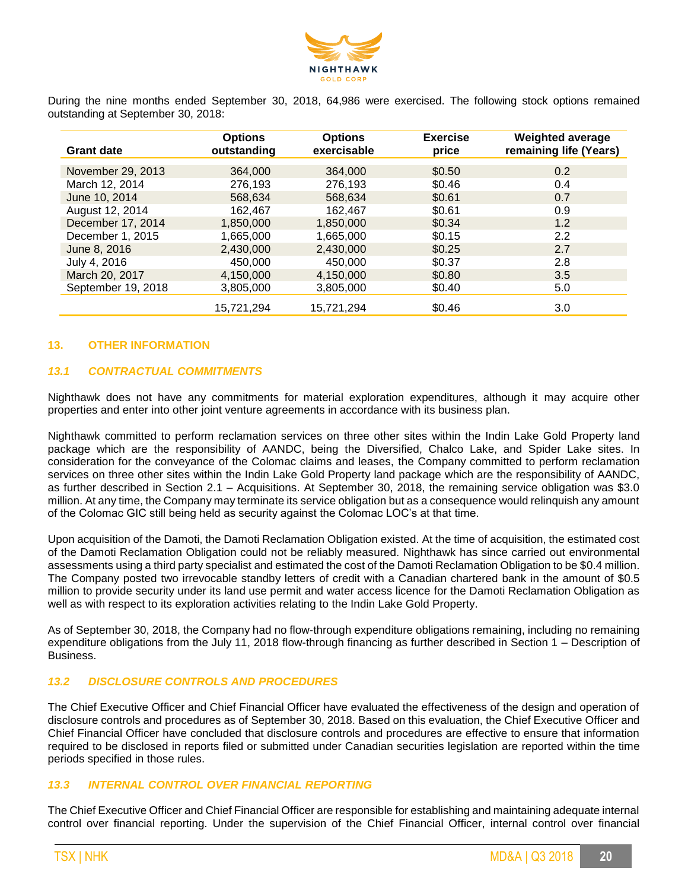During the nine months ended September 30, 2018, 64,986 were exercised. The following stock options remained outstanding at September 30, 2018:

| Grant date | Options outstanding | Options exercisable | Exercise price | Weighted average remaining life (Years) |
|---|---|---|---|---|
| November 29, 2013 | 364,000 | 364,000 | $0.50 | 0.2 |
| March 12, 2014 | 276,193 | 276,193 | $0.46 | 0.4 |
| June 10, 2014 | 568,634 | 568,634 | $0.61 | 0.7 |
| August 12, 2014 | 162,467 | 162,467 | $0.61 | 0.9 |
| December 17, 2014 | 1,850,000 | 1,850,000 | $0.34 | 1.2 |
| December 1, 2015 | 1,665,000 | 1,665,000 | $0.15 | 2.2 |
| June 8, 2016 | 2,430,000 | 2,430,000 | $0.25 | 2.7 |
| July 4, 2016 | 450,000 | 450,000 | $0.37 | 2.8 |
| March 20, 2017 | 4,150,000 | 4,150,000 | $0.80 | 3.5 |
| September 19, 2018 | 3,805,000 | 3,805,000 | $0.40 | 5.0 |
| | 15,721,294 | 15,721,294 | $0.46 | 3.0 |

## 13. OTHER INFORMATION

### *13.1 CONTRACTUAL COMMITMENTS*

Nighthawk does not have any commitments for material exploration expenditures, although it may acquire other properties and enter into other joint venture agreements in accordance with its business plan.

Nighthawk committed to perform reclamation services on three other sites within the Indin Lake Gold Property land package which are the responsibility of AANDC, being the Diversified, Chalco Lake, and Spider Lake sites. In consideration for the conveyance of the Colomac claims and leases, the Company committed to perform reclamation services on three other sites within the Indin Lake Gold Property land package which are the responsibility of AANDC, as further described in Section 2.1 – Acquisitions. At September 30, 2018, the remaining service obligation was $3.0 million. At any time, the Company may terminate its service obligation but as a consequence would relinquish any amount of the Colomac GIC still being held as security against the Colomac LOC's at that time.

Upon acquisition of the Damoti, the Damoti Reclamation Obligation existed. At the time of acquisition, the estimated cost of the Damoti Reclamation Obligation could not be reliably measured. Nighthawk has since carried out environmental assessments using a third party specialist and estimated the cost of the Damoti Reclamation Obligation to be $0.4 million. The Company posted two irrevocable standby letters of credit with a Canadian chartered bank in the amount of $0.5 million to provide security under its land use permit and water access licence for the Damoti Reclamation Obligation as well as with respect to its exploration activities relating to the Indin Lake Gold Property.

As of September 30, 2018, the Company had no flow-through expenditure obligations remaining, including no remaining expenditure obligations from the July 11, 2018 flow-through financing as further described in Section 1 – Description of Business.

### *13.2 DISCLOSURE CONTROLS AND PROCEDURES*

The Chief Executive Officer and Chief Financial Officer have evaluated the effectiveness of the design and operation of disclosure controls and procedures as of September 30, 2018. Based on this evaluation, the Chief Executive Officer and Chief Financial Officer have concluded that disclosure controls and procedures are effective to ensure that information required to be disclosed in reports filed or submitted under Canadian securities legislation are reported within the time periods specified in those rules.

### *13.3 INTERNAL CONTROL OVER FINANCIAL REPORTING*

The Chief Executive Officer and Chief Financial Officer are responsible for establishing and maintaining adequate internal control over financial reporting. Under the supervision of the Chief Financial Officer, internal control over financial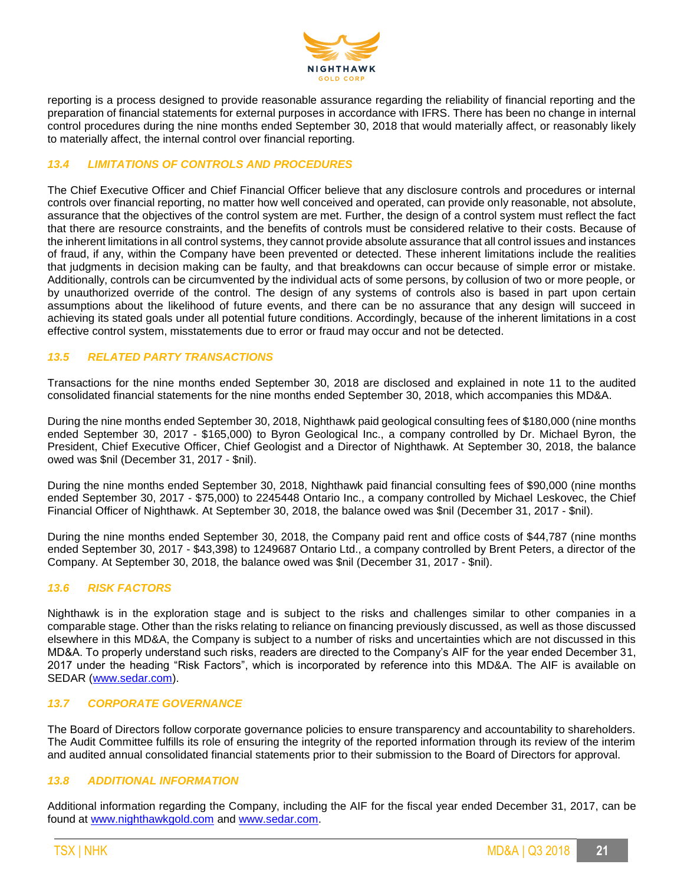reporting is a process designed to provide reasonable assurance regarding the reliability of financial reporting and the preparation of financial statements for external purposes in accordance with IFRS. There has been no change in internal control procedures during the nine months ended September 30, 2018 that would materially affect, or reasonably likely to materially affect, the internal control over financial reporting.

### *13.4 LIMITATIONS OF CONTROLS AND PROCEDURES*

The Chief Executive Officer and Chief Financial Officer believe that any disclosure controls and procedures or internal controls over financial reporting, no matter how well conceived and operated, can provide only reasonable, not absolute, assurance that the objectives of the control system are met. Further, the design of a control system must reflect the fact that there are resource constraints, and the benefits of controls must be considered relative to their costs. Because of the inherent limitations in all control systems, they cannot provide absolute assurance that all control issues and instances of fraud, if any, within the Company have been prevented or detected. These inherent limitations include the realities that judgments in decision making can be faulty, and that breakdowns can occur because of simple error or mistake. Additionally, controls can be circumvented by the individual acts of some persons, by collusion of two or more people, or by unauthorized override of the control. The design of any systems of controls also is based in part upon certain assumptions about the likelihood of future events, and there can be no assurance that any design will succeed in achieving its stated goals under all potential future conditions. Accordingly, because of the inherent limitations in a cost effective control system, misstatements due to error or fraud may occur and not be detected.

### *13.5 RELATED PARTY TRANSACTIONS*

Transactions for the nine months ended September 30, 2018 are disclosed and explained in note 11 to the audited consolidated financial statements for the nine months ended September 30, 2018, which accompanies this MD&A.

During the nine months ended September 30, 2018, Nighthawk paid geological consulting fees of $180,000 (nine months ended September 30, 2017 - $165,000) to Byron Geological Inc., a company controlled by Dr. Michael Byron, the President, Chief Executive Officer, Chief Geologist and a Director of Nighthawk. At September 30, 2018, the balance owed was $nil (December 31, 2017 - $nil).

During the nine months ended September 30, 2018, Nighthawk paid financial consulting fees of $90,000 (nine months ended September 30, 2017 - $75,000) to 2245448 Ontario Inc., a company controlled by Michael Leskovec, the Chief Financial Officer of Nighthawk. At September 30, 2018, the balance owed was $nil (December 31, 2017 - $nil).

During the nine months ended September 30, 2018, the Company paid rent and office costs of $44,787 (nine months ended September 30, 2017 - $43,398) to 1249687 Ontario Ltd., a company controlled by Brent Peters, a director of the Company. At September 30, 2018, the balance owed was $nil (December 31, 2017 - $nil).

### *13.6 RISK FACTORS*

Nighthawk is in the exploration stage and is subject to the risks and challenges similar to other companies in a comparable stage. Other than the risks relating to reliance on financing previously discussed, as well as those discussed elsewhere in this MD&A, the Company is subject to a number of risks and uncertainties which are not discussed in this MD&A. To properly understand such risks, readers are directed to the Company's AIF for the year ended December 31, 2017 under the heading "Risk Factors", which is incorporated by reference into this MD&A. The AIF is available on SEDAR (www.sedar.com).

### *13.7 CORPORATE GOVERNANCE*

The Board of Directors follow corporate governance policies to ensure transparency and accountability to shareholders. The Audit Committee fulfills its role of ensuring the integrity of the reported information through its review of the interim and audited annual consolidated financial statements prior to their submission to the Board of Directors for approval.

### *13.8 ADDITIONAL INFORMATION*

Additional information regarding the Company, including the AIF for the fiscal year ended December 31, 2017, can be found at www.nighthawkgold.com and www.sedar.com.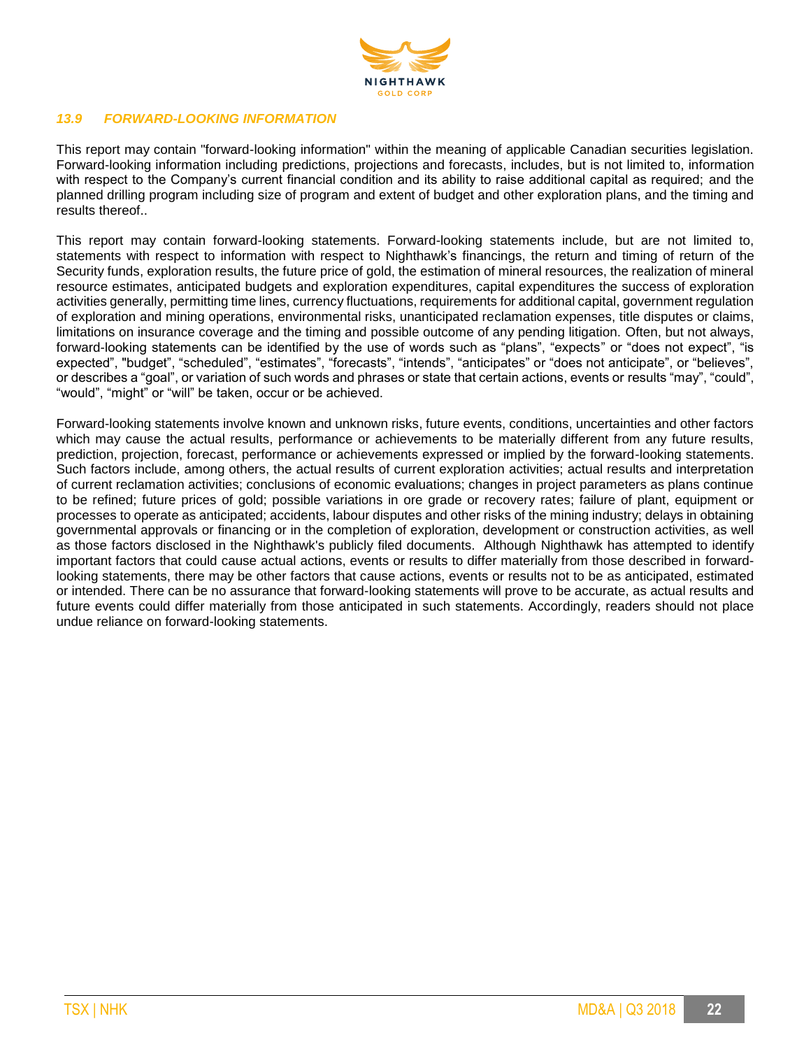### *13.9 FORWARD-LOOKING INFORMATION*

This report may contain "forward-looking information" within the meaning of applicable Canadian securities legislation. Forward-looking information including predictions, projections and forecasts, includes, but is not limited to, information with respect to the Company's current financial condition and its ability to raise additional capital as required; and the planned drilling program including size of program and extent of budget and other exploration plans, and the timing and results thereof..

This report may contain forward-looking statements. Forward-looking statements include, but are not limited to, statements with respect to information with respect to Nighthawk's financings, the return and timing of return of the Security funds, exploration results, the future price of gold, the estimation of mineral resources, the realization of mineral resource estimates, anticipated budgets and exploration expenditures, capital expenditures the success of exploration activities generally, permitting time lines, currency fluctuations, requirements for additional capital, government regulation of exploration and mining operations, environmental risks, unanticipated reclamation expenses, title disputes or claims, limitations on insurance coverage and the timing and possible outcome of any pending litigation. Often, but not always, forward-looking statements can be identified by the use of words such as "plans", "expects" or "does not expect", "is expected", "budget", "scheduled", "estimates", "forecasts", "intends", "anticipates" or "does not anticipate", or "believes", or describes a "goal", or variation of such words and phrases or state that certain actions, events or results "may", "could", "would", "might" or "will" be taken, occur or be achieved.

Forward-looking statements involve known and unknown risks, future events, conditions, uncertainties and other factors which may cause the actual results, performance or achievements to be materially different from any future results, prediction, projection, forecast, performance or achievements expressed or implied by the forward-looking statements. Such factors include, among others, the actual results of current exploration activities; actual results and interpretation of current reclamation activities; conclusions of economic evaluations; changes in project parameters as plans continue to be refined; future prices of gold; possible variations in ore grade or recovery rates; failure of plant, equipment or processes to operate as anticipated; accidents, labour disputes and other risks of the mining industry; delays in obtaining governmental approvals or financing or in the completion of exploration, development or construction activities, as well as those factors disclosed in the Nighthawk's publicly filed documents. Although Nighthawk has attempted to identify important factors that could cause actual actions, events or results to differ materially from those described in forward-looking statements, there may be other factors that cause actions, events or results not to be as anticipated, estimated or intended. There can be no assurance that forward-looking statements will prove to be accurate, as actual results and future events could differ materially from those anticipated in such statements. Accordingly, readers should not place undue reliance on forward-looking statements.